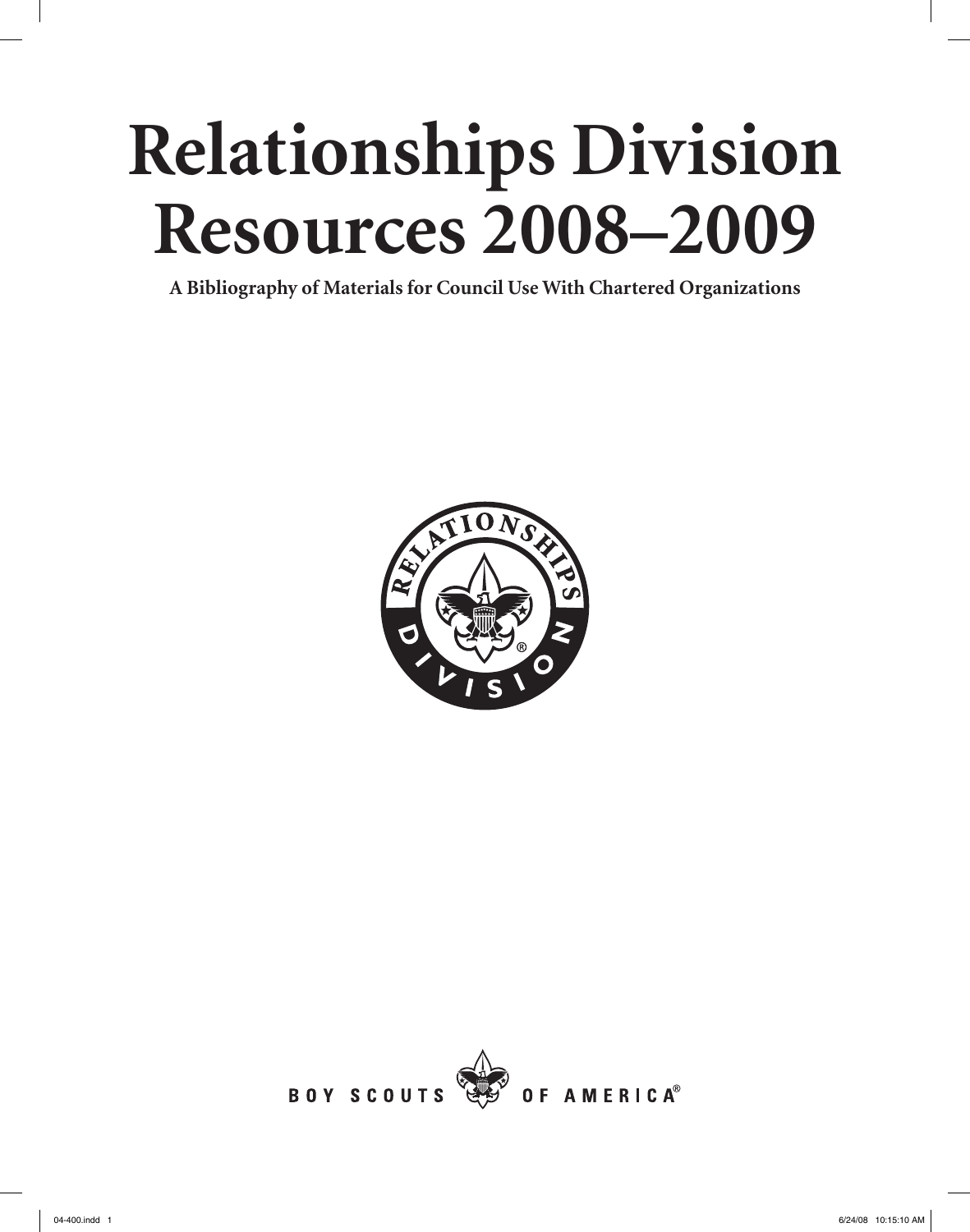# Relationships Division Resources 2008–2009

**A Bibliography of Materials for Council Use With Chartered Organizations**

BOY SCOUTS OF AMERICA®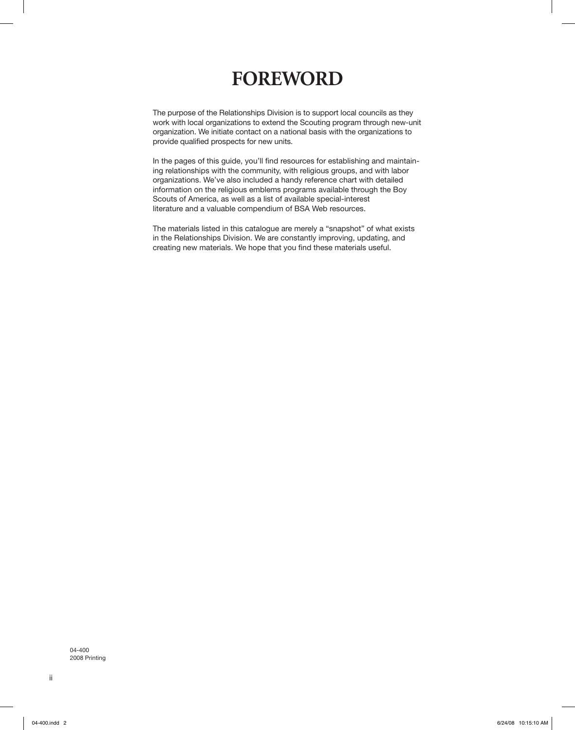# FOREWORD

The purpose of the Relationships Division is to support local councils as they work with local organizations to extend the Scouting program through new-unit organization. We initiate contact on a national basis with the organizations to provide qualified prospects for new units.

In the pages of this guide, you'll find resources for establishing and maintaining relationships with the community, with religious groups, and with labor organizations. We've also included a handy reference chart with detailed information on the religious emblems programs available through the Boy Scouts of America, as well as a list of available special-interest literature and a valuable compendium of BSA Web resources.

The materials listed in this catalogue are merely a "snapshot" of what exists in the Relationships Division. We are constantly improving, updating, and creating new materials. We hope that you find these materials useful.

04-400
2008 Printing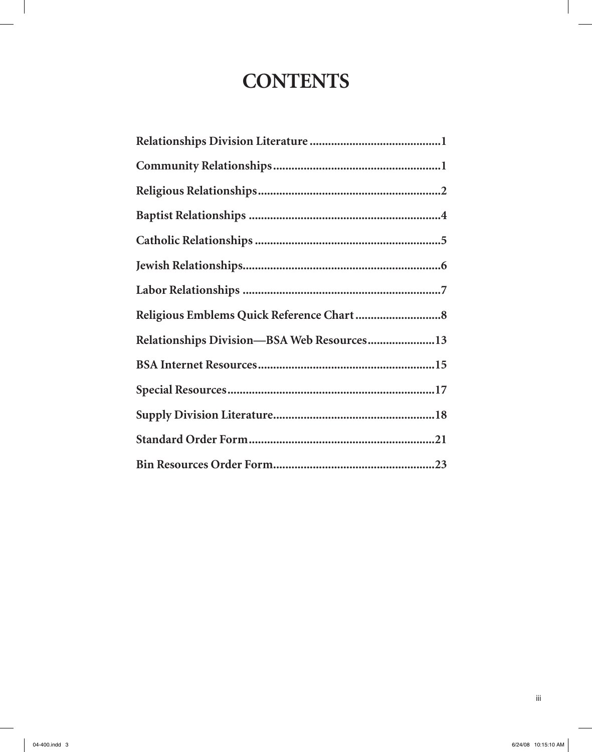# CONTENTS

**Relationships Division Literature ..........................................1**

**Community Relationships......................................................1**

**Religious Relationships...........................................................2**

**Baptist Relationships ..............................................................4**

**Catholic Relationships ............................................................5**

**Jewish Relationships................................................................6**

**Labor Relationships ................................................................7**

**Religious Emblems Quick Reference Chart ............................8**

**Relationships Division—BSA Web Resources......................13**

**BSA Internet Resources.........................................................15**

**Special Resources...................................................................17**

**Supply Division Literature....................................................18**

**Standard Order Form............................................................21**

**Bin Resources Order Form....................................................23**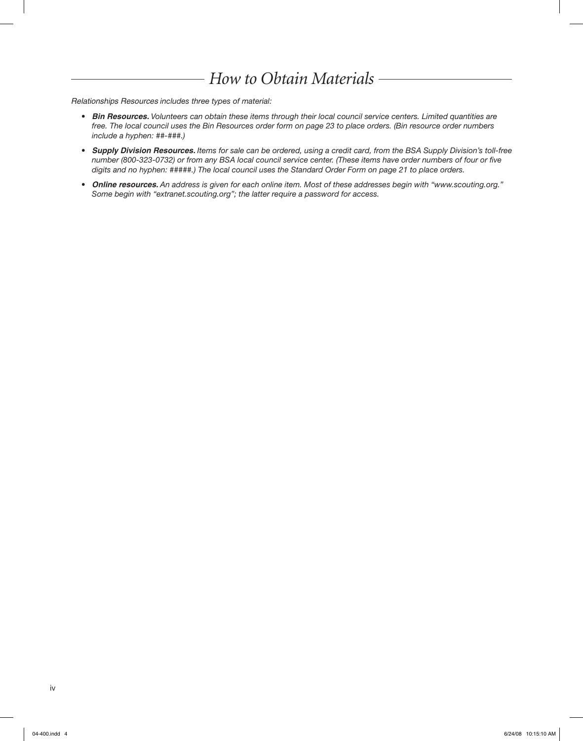## *How to Obtain Materials*

*Relationships Resources includes three types of material:*

- ***Bin Resources.*** *Volunteers can obtain these items through their local council service centers. Limited quantities are free. The local council uses the Bin Resources order form on page 23 to place orders. (Bin resource order numbers include a hyphen: ##-###.)*
- ***Supply Division Resources.*** *Items for sale can be ordered, using a credit card, from the BSA Supply Division's toll-free number (800-323-0732) or from any BSA local council service center. (These items have order numbers of four or five digits and no hyphen: #####.) The local council uses the Standard Order Form on page 21 to place orders.*
- ***Online resources.*** *An address is given for each online item. Most of these addresses begin with "www.scouting.org." Some begin with "extranet.scouting.org"; the latter require a password for access.*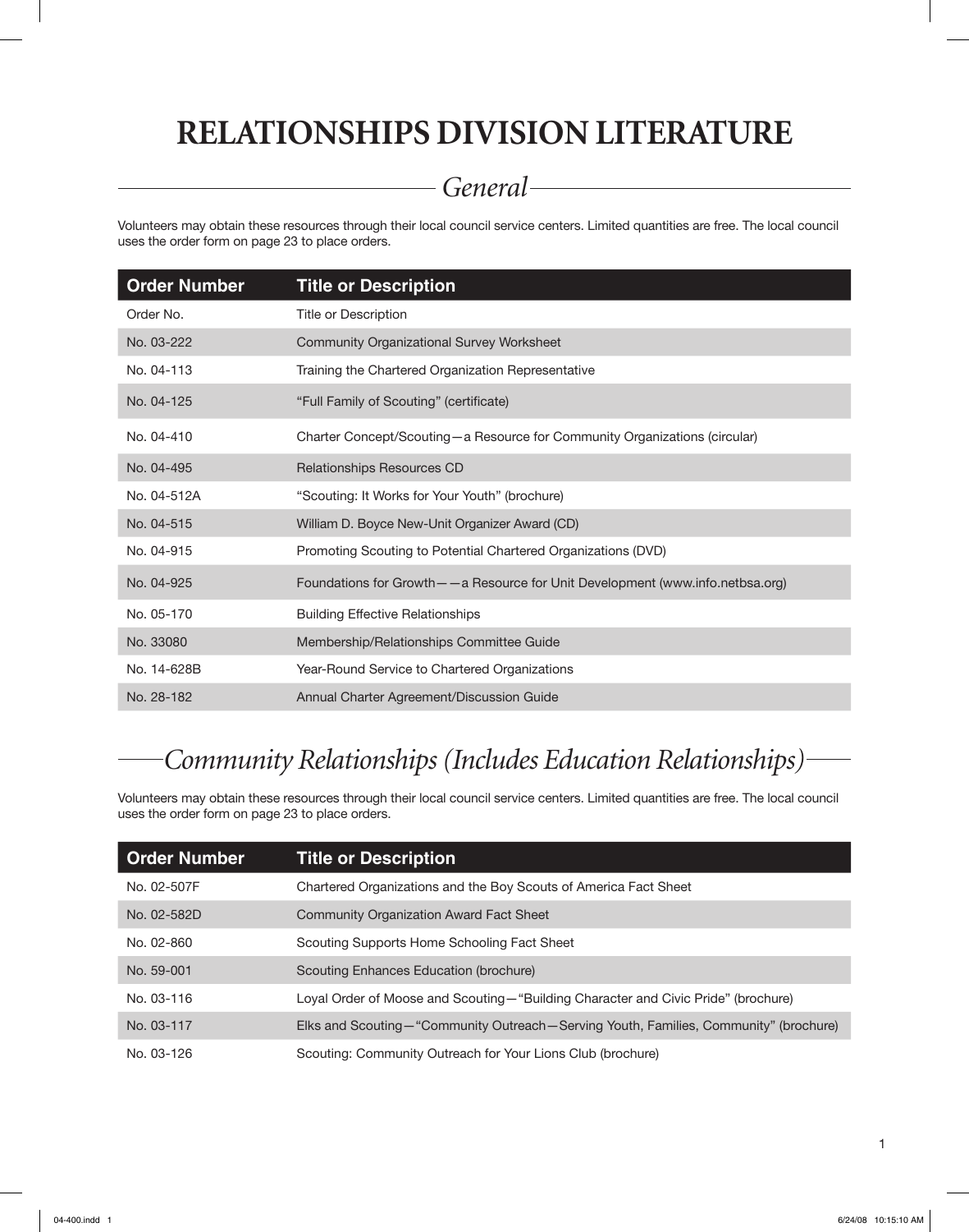# RELATIONSHIPS DIVISION LITERATURE

## *General*

Volunteers may obtain these resources through their local council service centers. Limited quantities are free. The local council uses the order form on page 23 to place orders.

| Order Number | Title or Description |
|---|---|
| Order No. | Title or Description |
| No. 03-222 | Community Organizational Survey Worksheet |
| No. 04-113 | Training the Chartered Organization Representative |
| No. 04-125 | "Full Family of Scouting" (certificate) |
| No. 04-410 | Charter Concept/Scouting—a Resource for Community Organizations (circular) |
| No. 04-495 | Relationships Resources CD |
| No. 04-512A | "Scouting: It Works for Your Youth" (brochure) |
| No. 04-515 | William D. Boyce New-Unit Organizer Award (CD) |
| No. 04-915 | Promoting Scouting to Potential Chartered Organizations (DVD) |
| No. 04-925 | Foundations for Growth——a Resource for Unit Development (www.info.netbsa.org) |
| No. 05-170 | Building Effective Relationships |
| No. 33080 | Membership/Relationships Committee Guide |
| No. 14-628B | Year-Round Service to Chartered Organizations |
| No. 28-182 | Annual Charter Agreement/Discussion Guide |

## *Community Relationships (Includes Education Relationships)*

Volunteers may obtain these resources through their local council service centers. Limited quantities are free. The local council uses the order form on page 23 to place orders.

| Order Number | Title or Description |
|---|---|
| No. 02-507F | Chartered Organizations and the Boy Scouts of America Fact Sheet |
| No. 02-582D | Community Organization Award Fact Sheet |
| No. 02-860 | Scouting Supports Home Schooling Fact Sheet |
| No. 59-001 | Scouting Enhances Education (brochure) |
| No. 03-116 | Loyal Order of Moose and Scouting—"Building Character and Civic Pride" (brochure) |
| No. 03-117 | Elks and Scouting—"Community Outreach—Serving Youth, Families, Community" (brochure) |
| No. 03-126 | Scouting: Community Outreach for Your Lions Club (brochure) |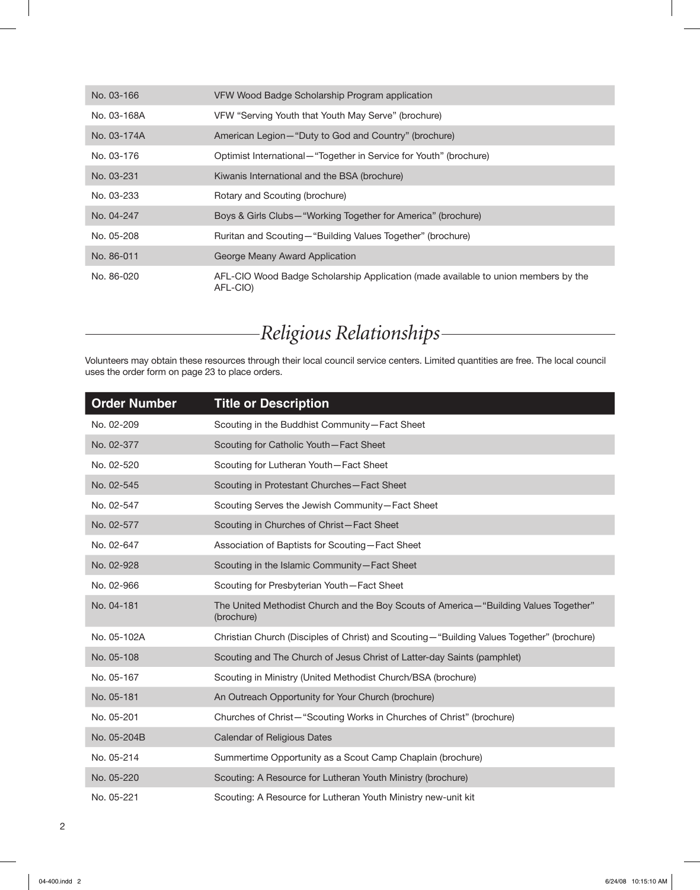| | |
|---|---|
| No. 03-166 | VFW Wood Badge Scholarship Program application |
| No. 03-168A | VFW "Serving Youth that Youth May Serve" (brochure) |
| No. 03-174A | American Legion—"Duty to God and Country" (brochure) |
| No. 03-176 | Optimist International—"Together in Service for Youth" (brochure) |
| No. 03-231 | Kiwanis International and the BSA (brochure) |
| No. 03-233 | Rotary and Scouting (brochure) |
| No. 04-247 | Boys & Girls Clubs—"Working Together for America" (brochure) |
| No. 05-208 | Ruritan and Scouting—"Building Values Together" (brochure) |
| No. 86-011 | George Meany Award Application |
| No. 86-020 | AFL-CIO Wood Badge Scholarship Application (made available to union members by the AFL-CIO) |

## *Religious Relationships*

Volunteers may obtain these resources through their local council service centers. Limited quantities are free. The local council uses the order form on page 23 to place orders.

| Order Number | Title or Description |
|---|---|
| No. 02-209 | Scouting in the Buddhist Community—Fact Sheet |
| No. 02-377 | Scouting for Catholic Youth—Fact Sheet |
| No. 02-520 | Scouting for Lutheran Youth—Fact Sheet |
| No. 02-545 | Scouting in Protestant Churches—Fact Sheet |
| No. 02-547 | Scouting Serves the Jewish Community—Fact Sheet |
| No. 02-577 | Scouting in Churches of Christ—Fact Sheet |
| No. 02-647 | Association of Baptists for Scouting—Fact Sheet |
| No. 02-928 | Scouting in the Islamic Community—Fact Sheet |
| No. 02-966 | Scouting for Presbyterian Youth—Fact Sheet |
| No. 04-181 | The United Methodist Church and the Boy Scouts of America—"Building Values Together" (brochure) |
| No. 05-102A | Christian Church (Disciples of Christ) and Scouting—"Building Values Together" (brochure) |
| No. 05-108 | Scouting and The Church of Jesus Christ of Latter-day Saints (pamphlet) |
| No. 05-167 | Scouting in Ministry (United Methodist Church/BSA (brochure) |
| No. 05-181 | An Outreach Opportunity for Your Church (brochure) |
| No. 05-201 | Churches of Christ—"Scouting Works in Churches of Christ" (brochure) |
| No. 05-204B | Calendar of Religious Dates |
| No. 05-214 | Summertime Opportunity as a Scout Camp Chaplain (brochure) |
| No. 05-220 | Scouting: A Resource for Lutheran Youth Ministry (brochure) |
| No. 05-221 | Scouting: A Resource for Lutheran Youth Ministry new-unit kit |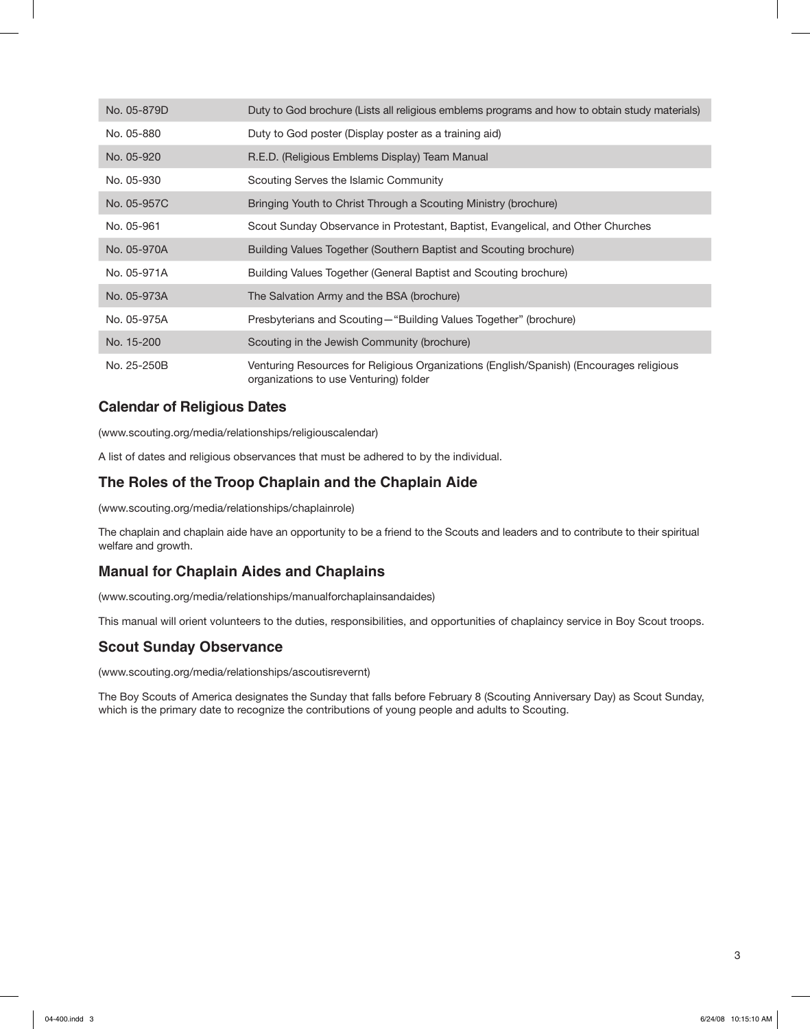| | |
|---|---|
| No. 05-879D | Duty to God brochure (Lists all religious emblems programs and how to obtain study materials) |
| No. 05-880 | Duty to God poster (Display poster as a training aid) |
| No. 05-920 | R.E.D. (Religious Emblems Display) Team Manual |
| No. 05-930 | Scouting Serves the Islamic Community |
| No. 05-957C | Bringing Youth to Christ Through a Scouting Ministry (brochure) |
| No. 05-961 | Scout Sunday Observance in Protestant, Baptist, Evangelical, and Other Churches |
| No. 05-970A | Building Values Together (Southern Baptist and Scouting brochure) |
| No. 05-971A | Building Values Together (General Baptist and Scouting brochure) |
| No. 05-973A | The Salvation Army and the BSA (brochure) |
| No. 05-975A | Presbyterians and Scouting—"Building Values Together" (brochure) |
| No. 15-200 | Scouting in the Jewish Community (brochure) |
| No. 25-250B | Venturing Resources for Religious Organizations (English/Spanish) (Encourages religious organizations to use Venturing) folder |

## Calendar of Religious Dates

(www.scouting.org/media/relationships/religiouscalendar)

A list of dates and religious observances that must be adhered to by the individual.

## The Roles of the Troop Chaplain and the Chaplain Aide

(www.scouting.org/media/relationships/chaplainrole)

The chaplain and chaplain aide have an opportunity to be a friend to the Scouts and leaders and to contribute to their spiritual welfare and growth.

## Manual for Chaplain Aides and Chaplains

(www.scouting.org/media/relationships/manualforchaplainsandaides)

This manual will orient volunteers to the duties, responsibilities, and opportunities of chaplaincy service in Boy Scout troops.

## Scout Sunday Observance

(www.scouting.org/media/relationships/ascoutisrevernt)

The Boy Scouts of America designates the Sunday that falls before February 8 (Scouting Anniversary Day) as Scout Sunday, which is the primary date to recognize the contributions of young people and adults to Scouting.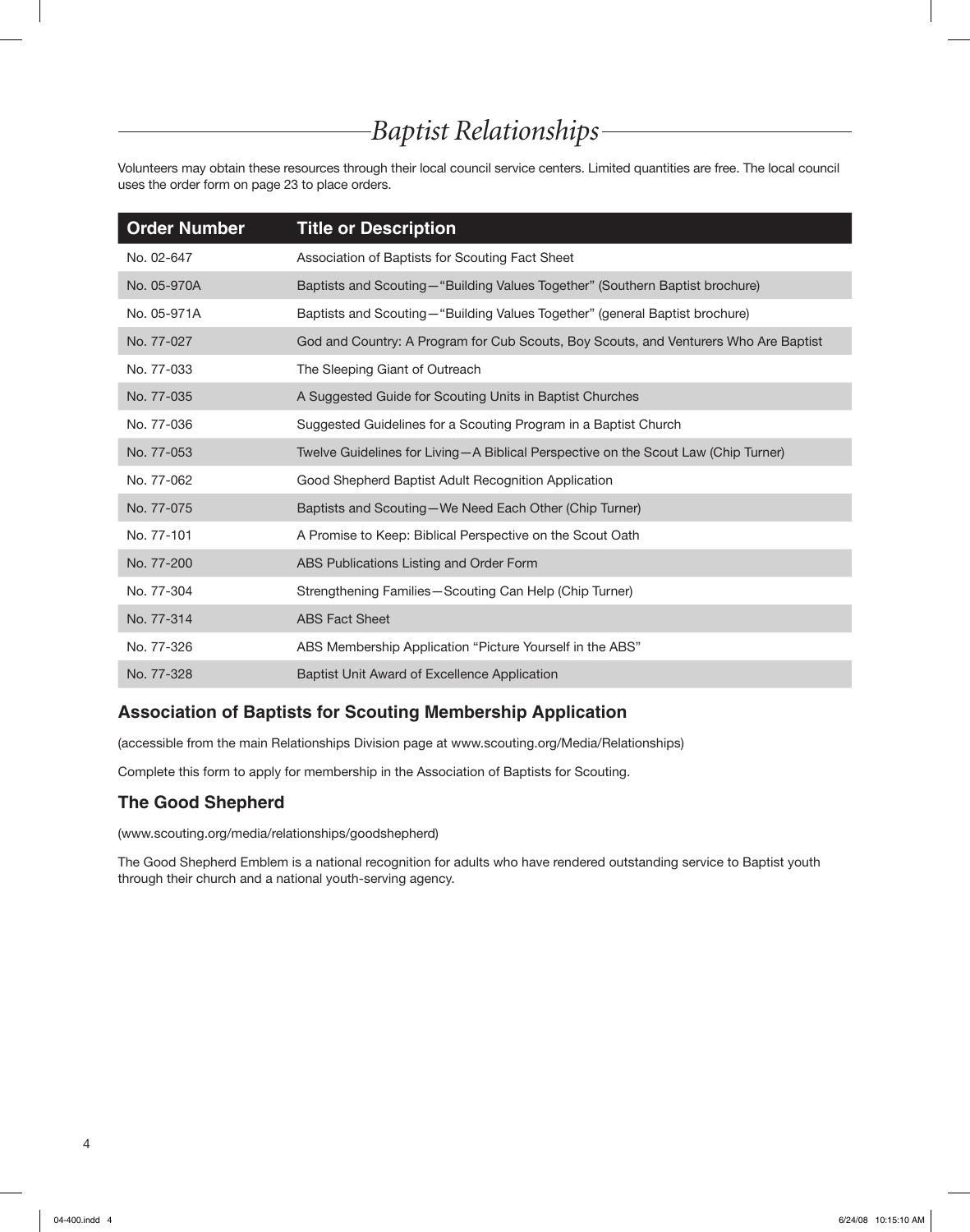# *Baptist Relationships*

Volunteers may obtain these resources through their local council service centers. Limited quantities are free. The local council uses the order form on page 23 to place orders.

| Order Number | Title or Description |
|---|---|
| No. 02-647 | Association of Baptists for Scouting Fact Sheet |
| No. 05-970A | Baptists and Scouting—"Building Values Together" (Southern Baptist brochure) |
| No. 05-971A | Baptists and Scouting—"Building Values Together" (general Baptist brochure) |
| No. 77-027 | God and Country: A Program for Cub Scouts, Boy Scouts, and Venturers Who Are Baptist |
| No. 77-033 | The Sleeping Giant of Outreach |
| No. 77-035 | A Suggested Guide for Scouting Units in Baptist Churches |
| No. 77-036 | Suggested Guidelines for a Scouting Program in a Baptist Church |
| No. 77-053 | Twelve Guidelines for Living—A Biblical Perspective on the Scout Law (Chip Turner) |
| No. 77-062 | Good Shepherd Baptist Adult Recognition Application |
| No. 77-075 | Baptists and Scouting—We Need Each Other (Chip Turner) |
| No. 77-101 | A Promise to Keep: Biblical Perspective on the Scout Oath |
| No. 77-200 | ABS Publications Listing and Order Form |
| No. 77-304 | Strengthening Families—Scouting Can Help (Chip Turner) |
| No. 77-314 | ABS Fact Sheet |
| No. 77-326 | ABS Membership Application "Picture Yourself in the ABS" |
| No. 77-328 | Baptist Unit Award of Excellence Application |

## Association of Baptists for Scouting Membership Application

(accessible from the main Relationships Division page at www.scouting.org/Media/Relationships)

Complete this form to apply for membership in the Association of Baptists for Scouting.

## The Good Shepherd

(www.scouting.org/media/relationships/goodshepherd)

The Good Shepherd Emblem is a national recognition for adults who have rendered outstanding service to Baptist youth through their church and a national youth-serving agency.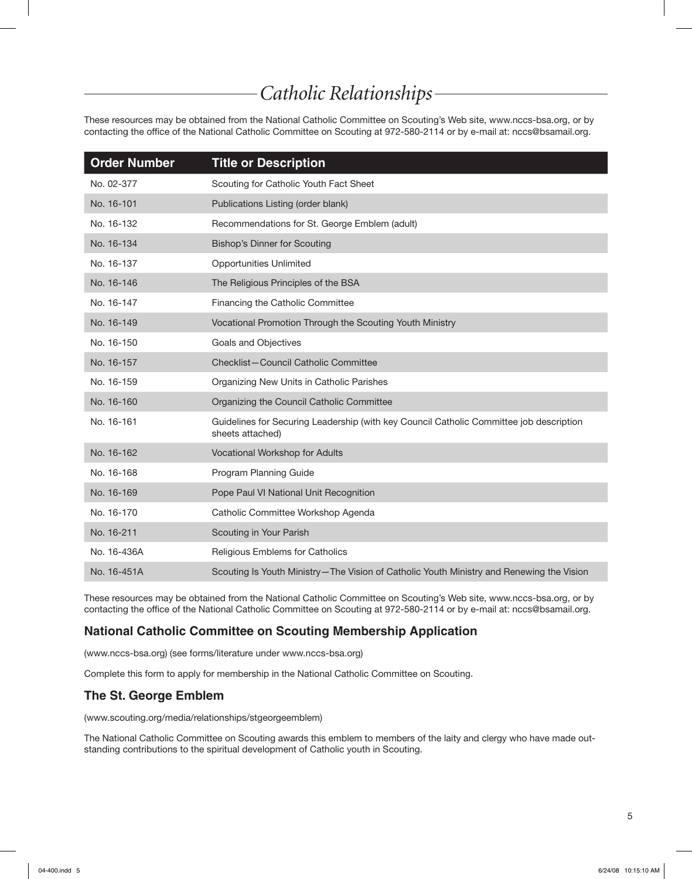# *Catholic Relationships*

These resources may be obtained from the National Catholic Committee on Scouting's Web site, www.nccs-bsa.org, or by contacting the office of the National Catholic Committee on Scouting at 972-580-2114 or by e-mail at: nccs@bsamail.org.

| Order Number | Title or Description |
|---|---|
| No. 02-377 | Scouting for Catholic Youth Fact Sheet |
| No. 16-101 | Publications Listing (order blank) |
| No. 16-132 | Recommendations for St. George Emblem (adult) |
| No. 16-134 | Bishop's Dinner for Scouting |
| No. 16-137 | Opportunities Unlimited |
| No. 16-146 | The Religious Principles of the BSA |
| No. 16-147 | Financing the Catholic Committee |
| No. 16-149 | Vocational Promotion Through the Scouting Youth Ministry |
| No. 16-150 | Goals and Objectives |
| No. 16-157 | Checklist—Council Catholic Committee |
| No. 16-159 | Organizing New Units in Catholic Parishes |
| No. 16-160 | Organizing the Council Catholic Committee |
| No. 16-161 | Guidelines for Securing Leadership (with key Council Catholic Committee job description sheets attached) |
| No. 16-162 | Vocational Workshop for Adults |
| No. 16-168 | Program Planning Guide |
| No. 16-169 | Pope Paul VI National Unit Recognition |
| No. 16-170 | Catholic Committee Workshop Agenda |
| No. 16-211 | Scouting in Your Parish |
| No. 16-436A | Religious Emblems for Catholics |
| No. 16-451A | Scouting Is Youth Ministry—The Vision of Catholic Youth Ministry and Renewing the Vision |

These resources may be obtained from the National Catholic Committee on Scouting's Web site, www.nccs-bsa.org, or by contacting the office of the National Catholic Committee on Scouting at 972-580-2114 or by e-mail at: nccs@bsamail.org.

## National Catholic Committee on Scouting Membership Application

(www.nccs-bsa.org) (see forms/literature under www.nccs-bsa.org)

Complete this form to apply for membership in the National Catholic Committee on Scouting.

## The St. George Emblem

(www.scouting.org/media/relationships/stgeorgeemblem)

The National Catholic Committee on Scouting awards this emblem to members of the laity and clergy who have made outstanding contributions to the spiritual development of Catholic youth in Scouting.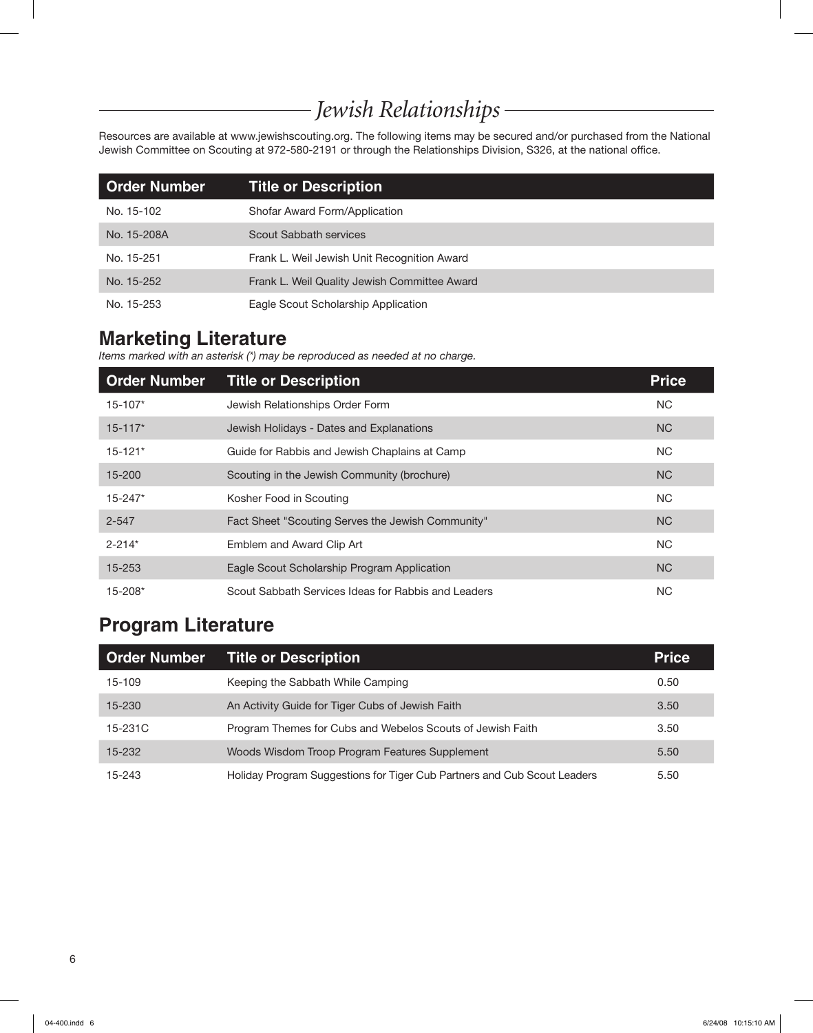# Jewish Relationships

Resources are available at www.jewishscouting.org. The following items may be secured and/or purchased from the National Jewish Committee on Scouting at 972-580-2191 or through the Relationships Division, S326, at the national office.

| Order Number | Title or Description |
|---|---|
| No. 15-102 | Shofar Award Form/Application |
| No. 15-208A | Scout Sabbath services |
| No. 15-251 | Frank L. Weil Jewish Unit Recognition Award |
| No. 15-252 | Frank L. Weil Quality Jewish Committee Award |
| No. 15-253 | Eagle Scout Scholarship Application |

## Marketing Literature

*Items marked with an asterisk (*) may be reproduced as needed at no charge.*

| Order Number | Title or Description | Price |
|---|---|---|
| 15-107* | Jewish Relationships Order Form | NC |
| 15-117* | Jewish Holidays - Dates and Explanations | NC |
| 15-121* | Guide for Rabbis and Jewish Chaplains at Camp | NC |
| 15-200 | Scouting in the Jewish Community (brochure) | NC |
| 15-247* | Kosher Food in Scouting | NC |
| 2-547 | Fact Sheet "Scouting Serves the Jewish Community" | NC |
| 2-214* | Emblem and Award Clip Art | NC |
| 15-253 | Eagle Scout Scholarship Program Application | NC |
| 15-208* | Scout Sabbath Services Ideas for Rabbis and Leaders | NC |

## Program Literature

| Order Number | Title or Description | Price |
|---|---|---|
| 15-109 | Keeping the Sabbath While Camping | 0.50 |
| 15-230 | An Activity Guide for Tiger Cubs of Jewish Faith | 3.50 |
| 15-231C | Program Themes for Cubs and Webelos Scouts of Jewish Faith | 3.50 |
| 15-232 | Woods Wisdom Troop Program Features Supplement | 5.50 |
| 15-243 | Holiday Program Suggestions for Tiger Cub Partners and Cub Scout Leaders | 5.50 |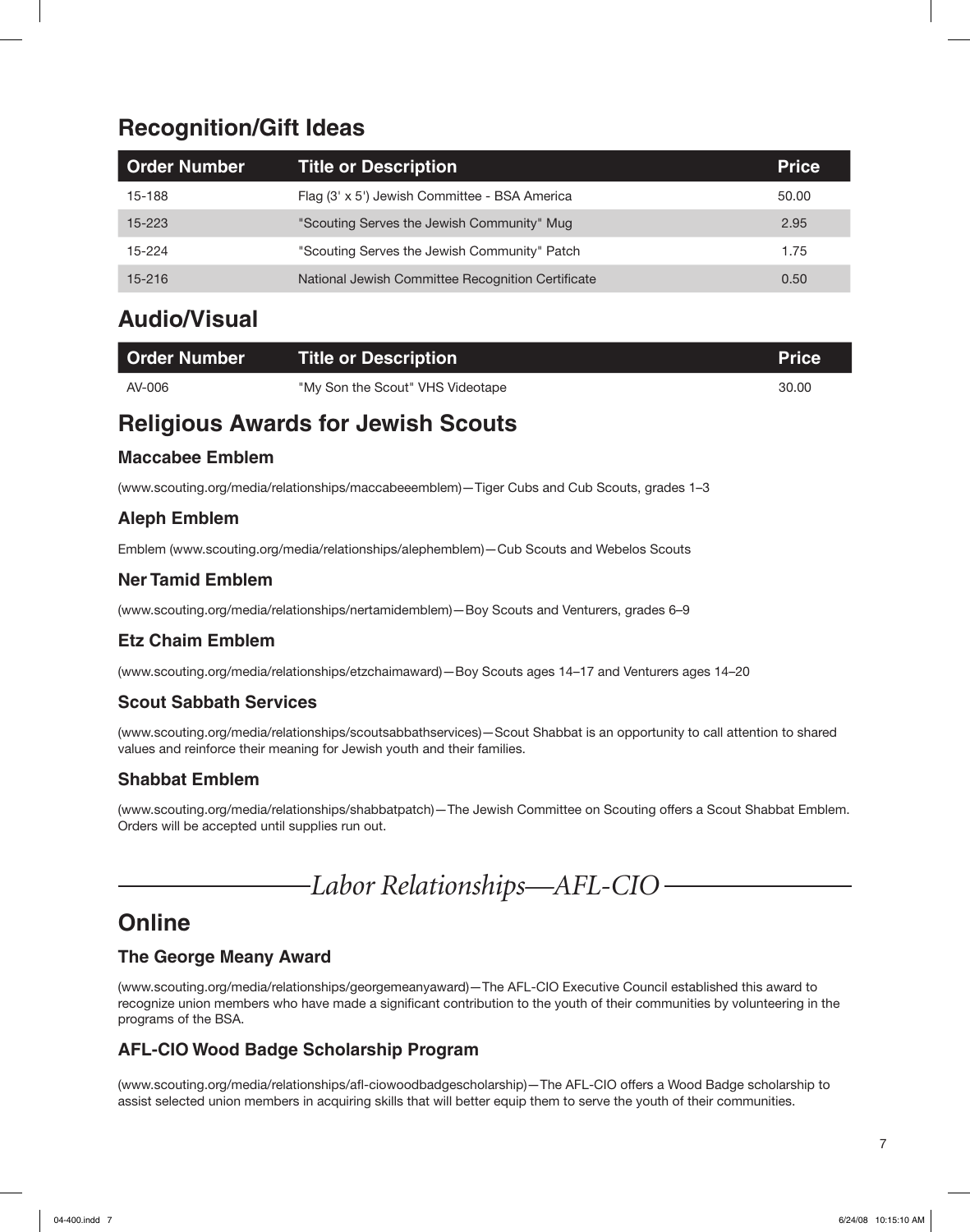## Recognition/Gift Ideas

| Order Number | Title or Description | Price |
|---|---|---|
| 15-188 | Flag (3' x 5') Jewish Committee - BSA America | 50.00 |
| 15-223 | "Scouting Serves the Jewish Community" Mug | 2.95 |
| 15-224 | "Scouting Serves the Jewish Community" Patch | 1.75 |
| 15-216 | National Jewish Committee Recognition Certificate | 0.50 |

## Audio/Visual

| Order Number | Title or Description | Price |
|---|---|---|
| AV-006 | "My Son the Scout" VHS Videotape | 30.00 |

## Religious Awards for Jewish Scouts

### Maccabee Emblem

(www.scouting.org/media/relationships/maccabeeemblem)—Tiger Cubs and Cub Scouts, grades 1–3

### Aleph Emblem

Emblem (www.scouting.org/media/relationships/alephemblem)—Cub Scouts and Webelos Scouts

### Ner Tamid Emblem

(www.scouting.org/media/relationships/nertamidemblem)—Boy Scouts and Venturers, grades 6–9

### Etz Chaim Emblem

(www.scouting.org/media/relationships/etzchaimaward)—Boy Scouts ages 14–17 and Venturers ages 14–20

### Scout Sabbath Services

(www.scouting.org/media/relationships/scoutsabbathservices)—Scout Shabbat is an opportunity to call attention to shared values and reinforce their meaning for Jewish youth and their families.

### Shabbat Emblem

(www.scouting.org/media/relationships/shabbatpatch)—The Jewish Committee on Scouting offers a Scout Shabbat Emblem. Orders will be accepted until supplies run out.

# *Labor Relationships—AFL-CIO*

## Online

### The George Meany Award

(www.scouting.org/media/relationships/georgemeanyaward)—The AFL-CIO Executive Council established this award to recognize union members who have made a significant contribution to the youth of their communities by volunteering in the programs of the BSA.

### AFL-CIO Wood Badge Scholarship Program

(www.scouting.org/media/relationships/afl-ciowoodbadgescholarship)—The AFL-CIO offers a Wood Badge scholarship to assist selected union members in acquiring skills that will better equip them to serve the youth of their communities.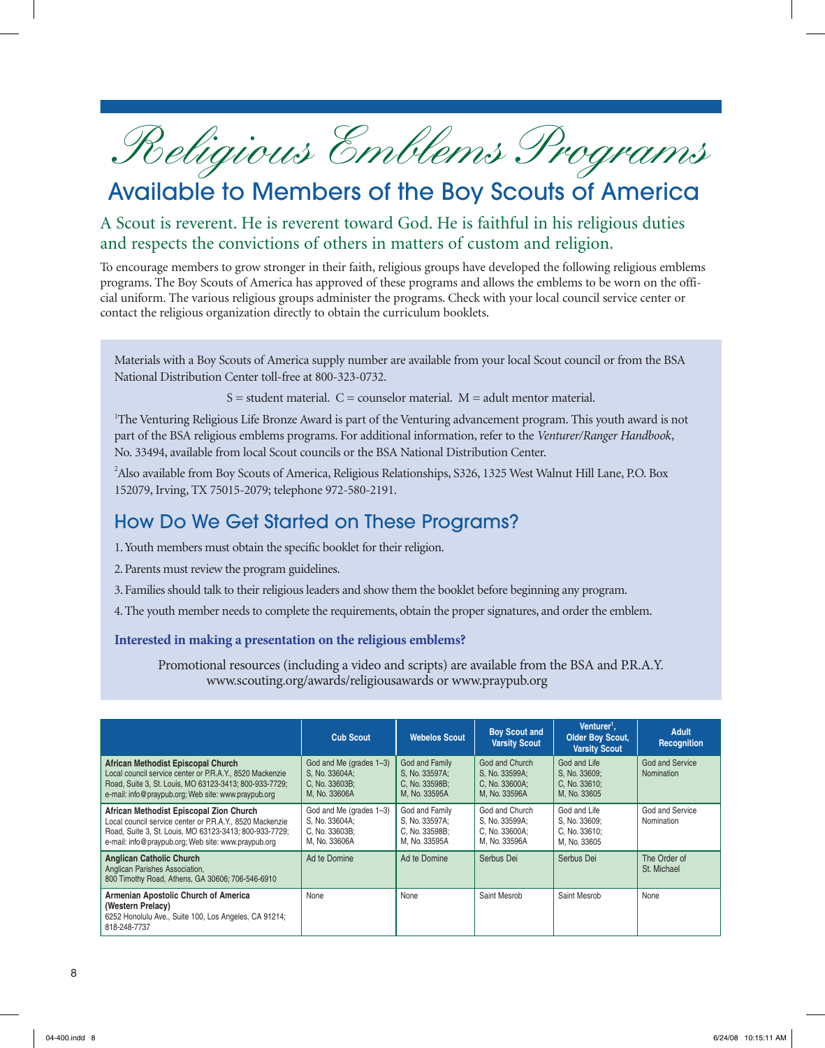# *Religious Emblems Programs*

## Available to Members of the Boy Scouts of America

A Scout is reverent. He is reverent toward God. He is faithful in his religious duties and respects the convictions of others in matters of custom and religion.

To encourage members to grow stronger in their faith, religious groups have developed the following religious emblems programs. The Boy Scouts of America has approved of these programs and allows the emblems to be worn on the official uniform. The various religious groups administer the programs. Check with your local council service center or contact the religious organization directly to obtain the curriculum booklets.

Materials with a Boy Scouts of America supply number are available from your local Scout council or from the BSA National Distribution Center toll-free at 800-323-0732.

S = student material. C = counselor material. M = adult mentor material.

[1]The Venturing Religious Life Bronze Award is part of the Venturing advancement program. This youth award is not part of the BSA religious emblems programs. For additional information, refer to the *Venturer/Ranger Handbook*, No. 33494, available from local Scout councils or the BSA National Distribution Center.

[2]Also available from Boy Scouts of America, Religious Relationships, S326, 1325 West Walnut Hill Lane, P.O. Box 152079, Irving, TX 75015-2079; telephone 972-580-2191.

## How Do We Get Started on These Programs?

1. Youth members must obtain the specific booklet for their religion.
2. Parents must review the program guidelines.
3. Families should talk to their religious leaders and show them the booklet before beginning any program.
4. The youth member needs to complete the requirements, obtain the proper signatures, and order the emblem.

**Interested in making a presentation on the religious emblems?**

Promotional resources (including a video and scripts) are available from the BSA and P.R.A.Y.
www.scouting.org/awards/religiousawards or www.praypub.org

| | Cub Scout | Webelos Scout | Boy Scout and Varsity Scout | Venturer[1], Older Boy Scout, Varsity Scout | Adult Recognition |
|---|---|---|---|---|---|
| **African Methodist Episcopal Church** Local council service center or P.R.A.Y., 8520 Mackenzie Road, Suite 3, St. Louis, MO 63123-3413; 800-933-7729; e-mail: info@praypub.org; Web site: www.praypub.org | God and Me (grades 1–3) S, No. 33604A; C, No. 33603B; M, No. 33606A | God and Family S, No. 33597A; C, No. 33598B; M, No. 33595A | God and Church S, No. 33599A; C, No. 33600A; M, No. 33596A | God and Life S, No. 33609; C, No. 33610; M, No. 33605 | God and Service Nomination |
| **African Methodist Episcopal Zion Church** Local council service center or P.R.A.Y., 8520 Mackenzie Road, Suite 3, St. Louis, MO 63123-3413; 800-933-7729; e-mail: info@praypub.org; Web site: www.praypub.org | God and Me (grades 1–3) S, No. 33604A; C, No. 33603B; M, No. 33606A | God and Family S, No. 33597A; C, No. 33598B; M, No. 33595A | God and Church S, No. 33599A; C, No. 33600A; M, No. 33596A | God and Life S, No. 33609; C, No. 33610; M, No. 33605 | God and Service Nomination |
| **Anglican Catholic Church** Anglican Parishes Association, 800 Timothy Road, Athens, GA 30606; 706-546-6910 | Ad te Domine | Ad te Domine | Serbus Dei | Serbus Dei | The Order of St. Michael |
| **Armenian Apostolic Church of America (Western Prelacy)** 6252 Honolulu Ave., Suite 100, Los Angeles, CA 91214; 818-248-7737 | None | None | Saint Mesrob | Saint Mesrob | None |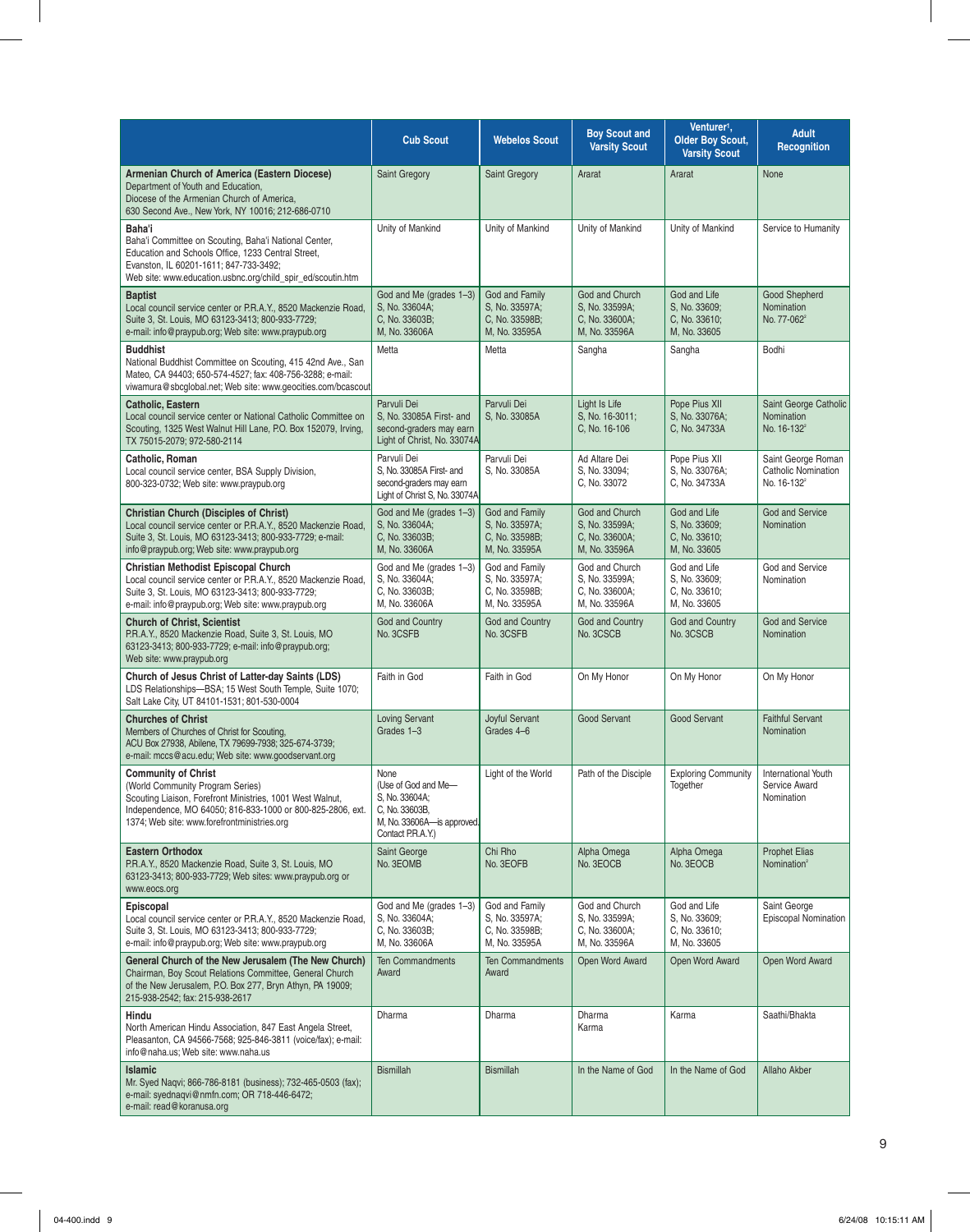| | Cub Scout | Webelos Scout | Boy Scout and Varsity Scout | Venturer[1], Older Boy Scout, Varsity Scout | Adult Recognition |
|---|---|---|---|---|---|
| **Armenian Church of America (Eastern Diocese)** Department of Youth and Education, Diocese of the Armenian Church of America, 630 Second Ave., New York, NY 10016; 212-686-0710 | Saint Gregory | Saint Gregory | Ararat | Ararat | None |
| **Baha'i** Baha'i Committee on Scouting, Baha'i National Center, Education and Schools Office, 1233 Central Street, Evanston, IL 60201-1611; 847-733-3492; Web site: www.education.usbnc.org/child_spir_ed/scoutin.htm | Unity of Mankind | Unity of Mankind | Unity of Mankind | Unity of Mankind | Service to Humanity |
| **Baptist** Local council service center or P.R.A.Y., 8520 Mackenzie Road, Suite 3, St. Louis, MO 63123-3413; 800-933-7729; e-mail: info@praypub.org; Web site: www.praypub.org | God and Me (grades 1–3) S, No. 33604A; C, No. 33603B; M, No. 33606A | God and Family S, No. 33597A; C, No. 33598B; M, No. 33595A | God and Church S, No. 33599A; C, No. 33600A; M, No. 33596A | God and Life S, No. 33609; C, No. 33610; M, No. 33605 | Good Shepherd Nomination No. 77-062[2] |
| **Buddhist** National Buddhist Committee on Scouting, 415 42nd Ave., San Mateo, CA 94403; 650-574-4527; fax: 408-756-3288; e-mail: viwamura@sbcglobal.net; Web site: www.geocities.com/bcascout | Metta | Metta | Sangha | Sangha | Bodhi |
| **Catholic, Eastern** Local council service center or National Catholic Committee on Scouting, 1325 West Walnut Hill Lane, P.O. Box 152079, Irving, TX 75015-2079; 972-580-2114 | Parvuli Dei S, No. 33085A First- and second-graders may earn Light of Christ, No. 33074A | Parvuli Dei S, No. 33085A | Light Is Life S, No. 16-3011; C, No. 16-106 | Pope Pius XII S, No. 33076A; C, No. 34733A | Saint George Catholic Nomination No. 16-132[2] |
| **Catholic, Roman** Local council service center, BSA Supply Division, 800-323-0732; Web site: www.praypub.org | Parvuli Dei S, No. 33085A First- and second-graders may earn Light of Christ S, No. 33074A | Parvuli Dei S, No. 33085A | Ad Altare Dei S, No. 33094; C, No. 33072 | Pope Pius XII S, No. 33076A; C, No. 34733A | Saint George Roman Catholic Nomination No. 16-132[2] |
| **Christian Church (Disciples of Christ)** Local council service center or P.R.A.Y., 8520 Mackenzie Road, Suite 3, St. Louis, MO 63123-3413; 800-933-7729; e-mail: info@praypub.org; Web site: www.praypub.org | God and Me (grades 1–3) S, No. 33604A; C, No. 33603B; M, No. 33606A | God and Family S, No. 33597A; C, No. 33598B; M, No. 33595A | God and Church S, No. 33599A; C, No. 33600A; M, No. 33596A | God and Life S, No. 33609; C, No. 33610; M, No. 33605 | God and Service Nomination |
| **Christian Methodist Episcopal Church** Local council service center or P.R.A.Y., 8520 Mackenzie Road, Suite 3, St. Louis, MO 63123-3413; 800-933-7729; e-mail: info@praypub.org; Web site: www.praypub.org | God and Me (grades 1–3) S, No. 33604A; C, No. 33603B; M, No. 33606A | God and Family S, No. 33597A; C, No. 33598B; M, No. 33595A | God and Church S, No. 33599A; C, No. 33600A; M, No. 33596A | God and Life S, No. 33609; C, No. 33610; M, No. 33605 | God and Service Nomination |
| **Church of Christ, Scientist** P.R.A.Y., 8520 Mackenzie Road, Suite 3, St. Louis, MO 63123-3413; 800-933-7729; e-mail: info@praypub.org; Web site: www.praypub.org | God and Country No. 3CSFB | God and Country No. 3CSFB | God and Country No. 3CSCB | God and Country No. 3CSCB | God and Service Nomination |
| **Church of Jesus Christ of Latter-day Saints (LDS)** LDS Relationships—BSA; 15 West South Temple, Suite 1070; Salt Lake City, UT 84101-1531; 801-530-0004 | Faith in God | Faith in God | On My Honor | On My Honor | On My Honor |
| **Churches of Christ** Members of Churches of Christ for Scouting, ACU Box 27938, Abilene, TX 79699-7938; 325-674-3739; e-mail: mccs@acu.edu; Web site: www.goodservant.org | Loving Servant Grades 1–3 | Joyful Servant Grades 4–6 | Good Servant | Good Servant | Faithful Servant Nomination |
| **Community of Christ** (World Community Program Series) Scouting Liaison, Forefront Ministries, 1001 West Walnut, Independence, MO 64050; 816-833-1000 or 800-825-2806, ext. 1374; Web site: www.forefrontministries.org | None (Use of God and Me—S, No. 33604A; C, No. 33603B, M, No. 33606A—is approved. Contact P.R.A.Y.) | Light of the World | Path of the Disciple | Exploring Community Together | International Youth Service Award Nomination |
| **Eastern Orthodox** P.R.A.Y., 8520 Mackenzie Road, Suite 3, St. Louis, MO 63123-3413; 800-933-7729; Web sites: www.praypub.org or www.eocs.org | Saint George No. 3EOMB | Chi Rho No. 3EOFB | Alpha Omega No. 3EOCB | Alpha Omega No. 3EOCB | Prophet Elias Nomination[2] |
| **Episcopal** Local council service center or P.R.A.Y., 8520 Mackenzie Road, Suite 3, St. Louis, MO 63123-3413; 800-933-7729; e-mail: info@praypub.org; Web site: www.praypub.org | God and Me (grades 1–3) S, No. 33604A; C, No. 33603B; M, No. 33606A | God and Family S, No. 33597A; C, No. 33598B; M, No. 33595A | God and Church S, No. 33599A; C, No. 33600A; M, No. 33596A | God and Life S, No. 33609; C, No. 33610; M, No. 33605 | Saint George Episcopal Nomination |
| **General Church of the New Jerusalem (The New Church)** Chairman, Boy Scout Relations Committee, General Church of the New Jerusalem, P.O. Box 277, Bryn Athyn, PA 19009; 215-938-2542; fax: 215-938-2617 | Ten Commandments Award | Ten Commandments Award | Open Word Award | Open Word Award | Open Word Award |
| **Hindu** North American Hindu Association, 847 East Angela Street, Pleasanton, CA 94566-7568; 925-846-3811 (voice/fax); e-mail: info@naha.us; Web site: www.naha.us | Dharma | Dharma | Dharma Karma | Karma | Saathi/Bhakta |
| **Islamic** Mr. Syed Naqvi; 866-786-8181 (business); 732-465-0503 (fax); e-mail: syednaqvi@nmfn.com; OR 718-446-6472; e-mail: read@koranusa.org | Bismillah | Bismillah | In the Name of God | In the Name of God | Allaho Akber |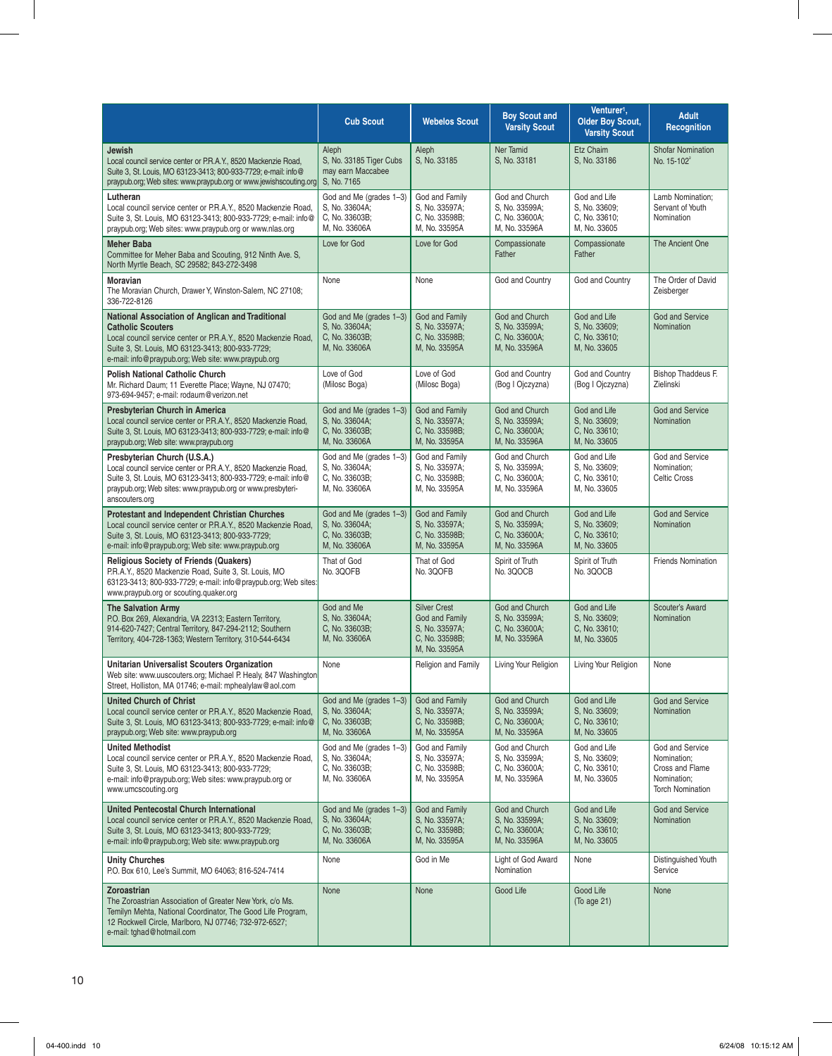| | Cub Scout | Webelos Scout | Boy Scout and Varsity Scout | Venturer[1], Older Boy Scout, Varsity Scout | Adult Recognition |
|---|---|---|---|---|---|
| **Jewish** Local council service center or P.R.A.Y., 8520 Mackenzie Road, Suite 3, St. Louis, MO 63123-3413; 800-933-7729; e-mail: info@praypub.org; Web sites: www.praypub.org or www.jewishscouting.org | Aleph S, No. 33185 Tiger Cubs may earn Maccabee S, No. 7165 | Aleph S, No. 33185 | Ner Tamid S, No. 33181 | Etz Chaim S, No. 33186 | Shofar Nomination No. 15-102[2] |
| **Lutheran** Local council service center or P.R.A.Y., 8520 Mackenzie Road, Suite 3, St. Louis, MO 63123-3413; 800-933-7729; e-mail: info@praypub.org; Web sites: www.praypub.org or www.nlas.org | God and Me (grades 1–3) S, No. 33604A; C, No. 33603B; M, No. 33606A | God and Family S, No. 33597A; C, No. 33598B; M, No. 33595A | God and Church S, No. 33599A; C, No. 33600A; M, No. 33596A | God and Life S, No. 33609; C, No. 33610; M, No. 33605 | Lamb Nomination; Servant of Youth Nomination |
| **Meher Baba** Committee for Meher Baba and Scouting, 912 Ninth Ave. S, North Myrtle Beach, SC 29582; 843-272-3498 | Love for God | Love for God | Compassionate Father | Compassionate Father | The Ancient One |
| **Moravian** The Moravian Church, Drawer Y, Winston-Salem, NC 27108; 336-722-8126 | None | None | God and Country | God and Country | The Order of David Zeisberger |
| **National Association of Anglican and Traditional Catholic Scouters** Local council service center or P.R.A.Y., 8520 Mackenzie Road, Suite 3, St. Louis, MO 63123-3413; 800-933-7729; e-mail: info@praypub.org; Web site: www.praypub.org | God and Me (grades 1–3) S, No. 33604A; C, No. 33603B; M, No. 33606A | God and Family S, No. 33597A; C, No. 33598B; M, No. 33595A | God and Church S, No. 33599A; C, No. 33600A; M, No. 33596A | God and Life S, No. 33609; C, No. 33610; M, No. 33605 | God and Service Nomination |
| **Polish National Catholic Church** Mr. Richard Daum; 11 Everette Place; Wayne, NJ 07470; 973-694-9457; e-mail: rodaum@verizon.net | Love of God (Milosc Boga) | Love of God (Milosc Boga) | God and Country (Bog I Ojczyzna) | God and Country (Bog I Ojczyzna) | Bishop Thaddeus F. Zielinski |
| **Presbyterian Church in America** Local council service center or P.R.A.Y., 8520 Mackenzie Road, Suite 3, St. Louis, MO 63123-3413; 800-933-7729; e-mail: info@praypub.org; Web site: www.praypub.org | God and Me (grades 1–3) S, No. 33604A; C, No. 33603B; M, No. 33606A | God and Family S, No. 33597A; C, No. 33598B; M, No. 33595A | God and Church S, No. 33599A; C, No. 33600A; M, No. 33596A | God and Life S, No. 33609; C, No. 33610; M, No. 33605 | God and Service Nomination |
| **Presbyterian Church (U.S.A.)** Local council service center or P.R.A.Y., 8520 Mackenzie Road, Suite 3, St. Louis, MO 63123-3413; 800-933-7729; e-mail: info@praypub.org; Web sites: www.praypub.org or www.presbyterianscouters.org | God and Me (grades 1–3) S, No. 33604A; C, No. 33603B; M, No. 33606A | God and Family S, No. 33597A; C, No. 33598B; M, No. 33595A | God and Church S, No. 33599A; C, No. 33600A; M, No. 33596A | God and Life S, No. 33609; C, No. 33610; M, No. 33605 | God and Service Nomination; Celtic Cross |
| **Protestant and Independent Christian Churches** Local council service center or P.R.A.Y., 8520 Mackenzie Road, Suite 3, St. Louis, MO 63123-3413; 800-933-7729; e-mail: info@praypub.org; Web site: www.praypub.org | God and Me (grades 1–3) S, No. 33604A; C, No. 33603B; M, No. 33606A | God and Family S, No. 33597A; C, No. 33598B; M, No. 33595A | God and Church S, No. 33599A; C, No. 33600A; M, No. 33596A | God and Life S, No. 33609; C, No. 33610; M, No. 33605 | God and Service Nomination |
| **Religious Society of Friends (Quakers)** P.R.A.Y., 8520 Mackenzie Road, Suite 3, St. Louis, MO 63123-3413; 800-933-7729; e-mail: info@praypub.org; Web sites: www.praypub.org or scouting.quaker.org | That of God No. 3QOFB | That of God No. 3QOFB | Spirit of Truth No. 3QOCB | Spirit of Truth No. 3QOCB | Friends Nomination |
| **The Salvation Army** P.O. Box 269, Alexandria, VA 22313; Eastern Territory, 914-620-7427; Central Territory, 847-294-2112; Southern Territory, 404-728-1363; Western Territory, 310-544-6434 | God and Me S, No. 33604A; C, No. 33603B; M, No. 33606A | Silver Crest God and Family S, No. 33597A; C, No. 33598B; M, No. 33595A | God and Church S, No. 33599A; C, No. 33600A; M, No. 33596A | God and Life S, No. 33609; C, No. 33610; M, No. 33605 | Scouter's Award Nomination |
| **Unitarian Universalist Scouters Organization** Web site: www.uuscouters.org; Michael P. Healy, 847 Washington Street, Holliston, MA 01746; e-mail: mphealylaw@aol.com | None | Religion and Family | Living Your Religion | Living Your Religion | None |
| **United Church of Christ** Local council service center or P.R.A.Y., 8520 Mackenzie Road, Suite 3, St. Louis, MO 63123-3413; 800-933-7729; e-mail: info@praypub.org; Web site: www.praypub.org | God and Me (grades 1–3) S, No. 33604A; C, No. 33603B; M, No. 33606A | God and Family S, No. 33597A; C, No. 33598B; M, No. 33595A | God and Church S, No. 33599A; C, No. 33600A; M, No. 33596A | God and Life S, No. 33609; C, No. 33610; M, No. 33605 | God and Service Nomination |
| **United Methodist** Local council service center or P.R.A.Y., 8520 Mackenzie Road, Suite 3, St. Louis, MO 63123-3413; 800-933-7729; e-mail: info@praypub.org; Web sites: www.praypub.org or www.umcscouting.org | God and Me (grades 1–3) S, No. 33604A; C, No. 33603B; M, No. 33606A | God and Family S, No. 33597A; C, No. 33598B; M, No. 33595A | God and Church S, No. 33599A; C, No. 33600A; M, No. 33596A | God and Life S, No. 33609; C, No. 33610; M, No. 33605 | God and Service Nomination; Cross and Flame Nomination; Torch Nomination |
| **United Pentecostal Church International** Local council service center or P.R.A.Y., 8520 Mackenzie Road, Suite 3, St. Louis, MO 63123-3413; 800-933-7729; e-mail: info@praypub.org; Web site: www.praypub.org | God and Me (grades 1–3) S, No. 33604A; C, No. 33603B; M, No. 33606A | God and Family S, No. 33597A; C, No. 33598B; M, No. 33595A | God and Church S, No. 33599A; C, No. 33600A; M, No. 33596A | God and Life S, No. 33609; C, No. 33610; M, No. 33605 | God and Service Nomination |
| **Unity Churches** P.O. Box 610, Lee's Summit, MO 64063; 816-524-7414 | None | God in Me | Light of God Award Nomination | None | Distinguished Youth Service |
| **Zoroastrian** The Zoroastrian Association of Greater New York, c/o Ms. Temilyn Mehta, National Coordinator, The Good Life Program, 12 Rockwell Circle, Marlboro, NJ 07746; 732-972-6527; e-mail: tghad@hotmail.com | None | None | Good Life | Good Life (To age 21) | None |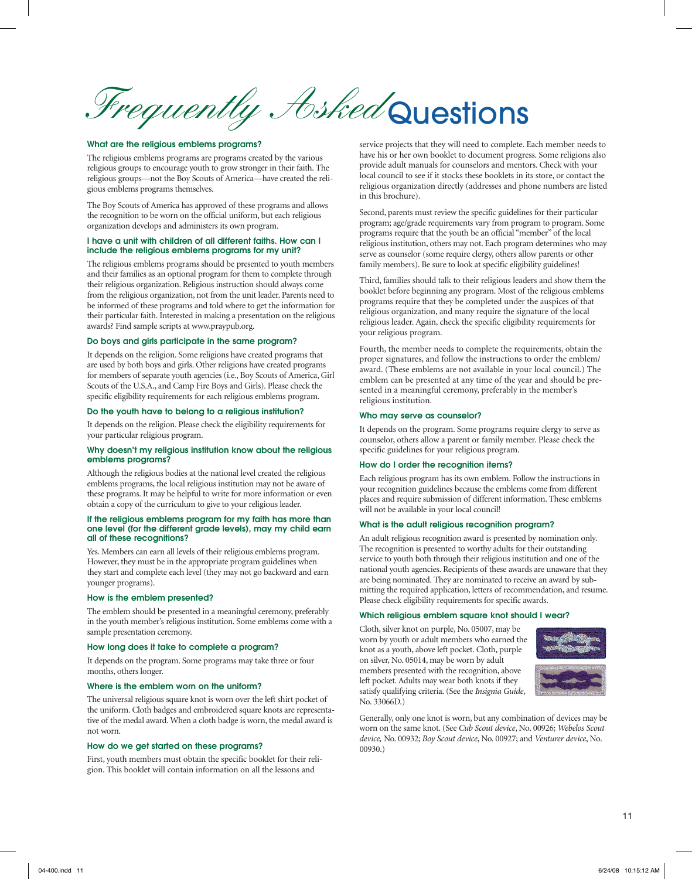# Frequently Asked Questions

### What are the religious emblems programs?

The religious emblems programs are programs created by the various religious groups to encourage youth to grow stronger in their faith. The religious groups—not the Boy Scouts of America—have created the religious emblems programs themselves.

The Boy Scouts of America has approved of these programs and allows the recognition to be worn on the official uniform, but each religious organization develops and administers its own program.

### I have a unit with children of all different faiths. How can I include the religious emblems programs for my unit?

The religious emblems programs should be presented to youth members and their families as an optional program for them to complete through their religious organization. Religious instruction should always come from the religious organization, not from the unit leader. Parents need to be informed of these programs and told where to get the information for their particular faith. Interested in making a presentation on the religious awards? Find sample scripts at www.praypub.org.

### Do boys and girls participate in the same program?

It depends on the religion. Some religions have created programs that are used by both boys and girls. Other religions have created programs for members of separate youth agencies (i.e., Boy Scouts of America, Girl Scouts of the U.S.A., and Camp Fire Boys and Girls). Please check the specific eligibility requirements for each religious emblems program.

### Do the youth have to belong to a religious institution?

It depends on the religion. Please check the eligibility requirements for your particular religious program.

### Why doesn't my religious institution know about the religious emblems programs?

Although the religious bodies at the national level created the religious emblems programs, the local religious institution may not be aware of these programs. It may be helpful to write for more information or even obtain a copy of the curriculum to give to your religious leader.

### If the religious emblems program for my faith has more than one level (for the different grade levels), may my child earn all of these recognitions?

Yes. Members can earn all levels of their religious emblems program. However, they must be in the appropriate program guidelines when they start and complete each level (they may not go backward and earn younger programs).

### How is the emblem presented?

The emblem should be presented in a meaningful ceremony, preferably in the youth member's religious institution. Some emblems come with a sample presentation ceremony.

### How long does it take to complete a program?

It depends on the program. Some programs may take three or four months, others longer.

### Where is the emblem worn on the uniform?

The universal religious square knot is worn over the left shirt pocket of the uniform. Cloth badges and embroidered square knots are representative of the medal award. When a cloth badge is worn, the medal award is not worn.

### How do we get started on these programs?

First, youth members must obtain the specific booklet for their religion. This booklet will contain information on all the lessons and service projects that they will need to complete. Each member needs to have his or her own booklet to document progress. Some religions also provide adult manuals for counselors and mentors. Check with your local council to see if it stocks these booklets in its store, or contact the religious organization directly (addresses and phone numbers are listed in this brochure).

Second, parents must review the specific guidelines for their particular program; age/grade requirements vary from program to program. Some programs require that the youth be an official "member" of the local religious institution, others may not. Each program determines who may serve as counselor (some require clergy, others allow parents or other family members). Be sure to look at specific eligibility guidelines!

Third, families should talk to their religious leaders and show them the booklet before beginning any program. Most of the religious emblems programs require that they be completed under the auspices of that religious organization, and many require the signature of the local religious leader. Again, check the specific eligibility requirements for your religious program.

Fourth, the member needs to complete the requirements, obtain the proper signatures, and follow the instructions to order the emblem/award. (These emblems are not available in your local council.) The emblem can be presented at any time of the year and should be presented in a meaningful ceremony, preferably in the member's religious institution.

### Who may serve as counselor?

It depends on the program. Some programs require clergy to serve as counselor, others allow a parent or family member. Please check the specific guidelines for your religious program.

### How do I order the recognition items?

Each religious program has its own emblem. Follow the instructions in your recognition guidelines because the emblems come from different places and require submission of different information. These emblems will not be available in your local council!

### What is the adult religious recognition program?

An adult religious recognition award is presented by nomination only. The recognition is presented to worthy adults for their outstanding service to youth both through their religious institution and one of the national youth agencies. Recipients of these awards are unaware that they are being nominated. They are nominated to receive an award by submitting the required application, letters of recommendation, and resume. Please check eligibility requirements for specific awards.

### Which religious emblem square knot should I wear?

Cloth, silver knot on purple, No. 05007, may be worn by youth or adult members who earned the knot as a youth, above left pocket. Cloth, purple on silver, No. 05014, may be worn by adult members presented with the recognition, above left pocket. Adults may wear both knots if they satisfy qualifying criteria. (See the *Insignia Guide*, No. 33066D.)

Generally, only one knot is worn, but any combination of devices may be worn on the same knot. (See *Cub Scout device*, No. 00926; *Webelos Scout device*, No. 00932; *Boy Scout device*, No. 00927; and *Venturer device*, No. 00930.)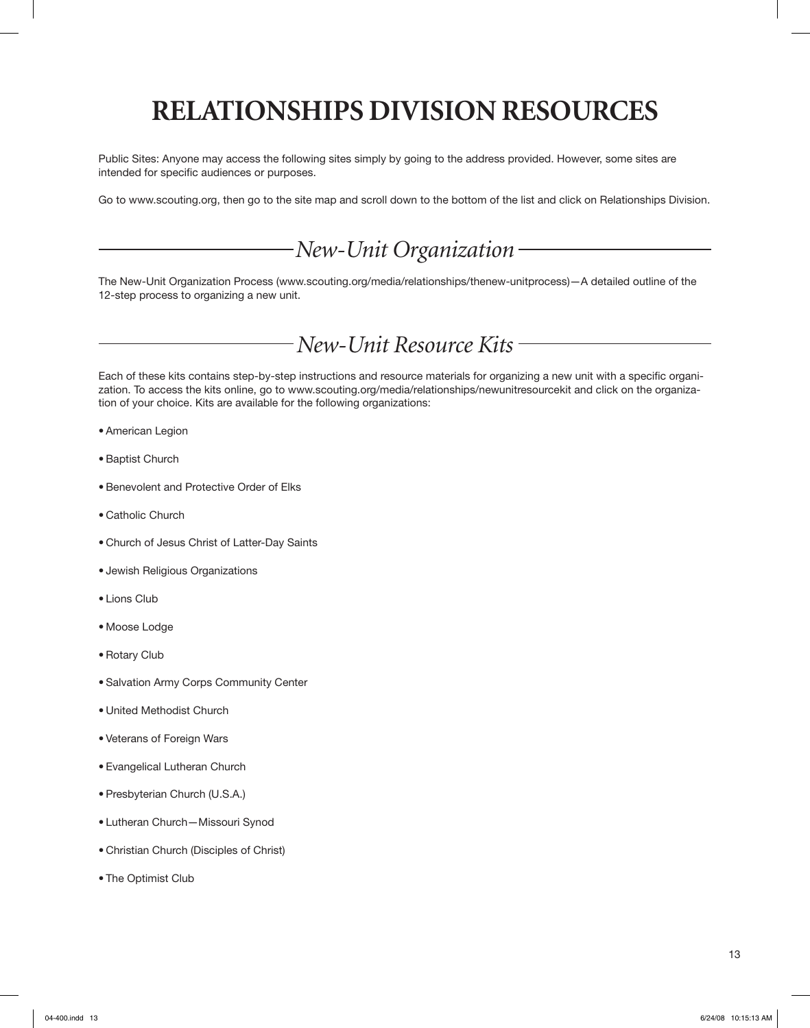# RELATIONSHIPS DIVISION RESOURCES

Public Sites: Anyone may access the following sites simply by going to the address provided. However, some sites are intended for specific audiences or purposes.

Go to www.scouting.org, then go to the site map and scroll down to the bottom of the list and click on Relationships Division.

## *New-Unit Organization*

The New-Unit Organization Process (www.scouting.org/media/relationships/thenew-unitprocess)—A detailed outline of the 12-step process to organizing a new unit.

## *New-Unit Resource Kits*

Each of these kits contains step-by-step instructions and resource materials for organizing a new unit with a specific organization. To access the kits online, go to www.scouting.org/media/relationships/newunitresourcekit and click on the organization of your choice. Kits are available for the following organizations:

- American Legion
- Baptist Church
- Benevolent and Protective Order of Elks
- Catholic Church
- Church of Jesus Christ of Latter-Day Saints
- Jewish Religious Organizations
- Lions Club
- Moose Lodge
- Rotary Club
- Salvation Army Corps Community Center
- United Methodist Church
- Veterans of Foreign Wars
- Evangelical Lutheran Church
- Presbyterian Church (U.S.A.)
- Lutheran Church—Missouri Synod
- Christian Church (Disciples of Christ)
- The Optimist Club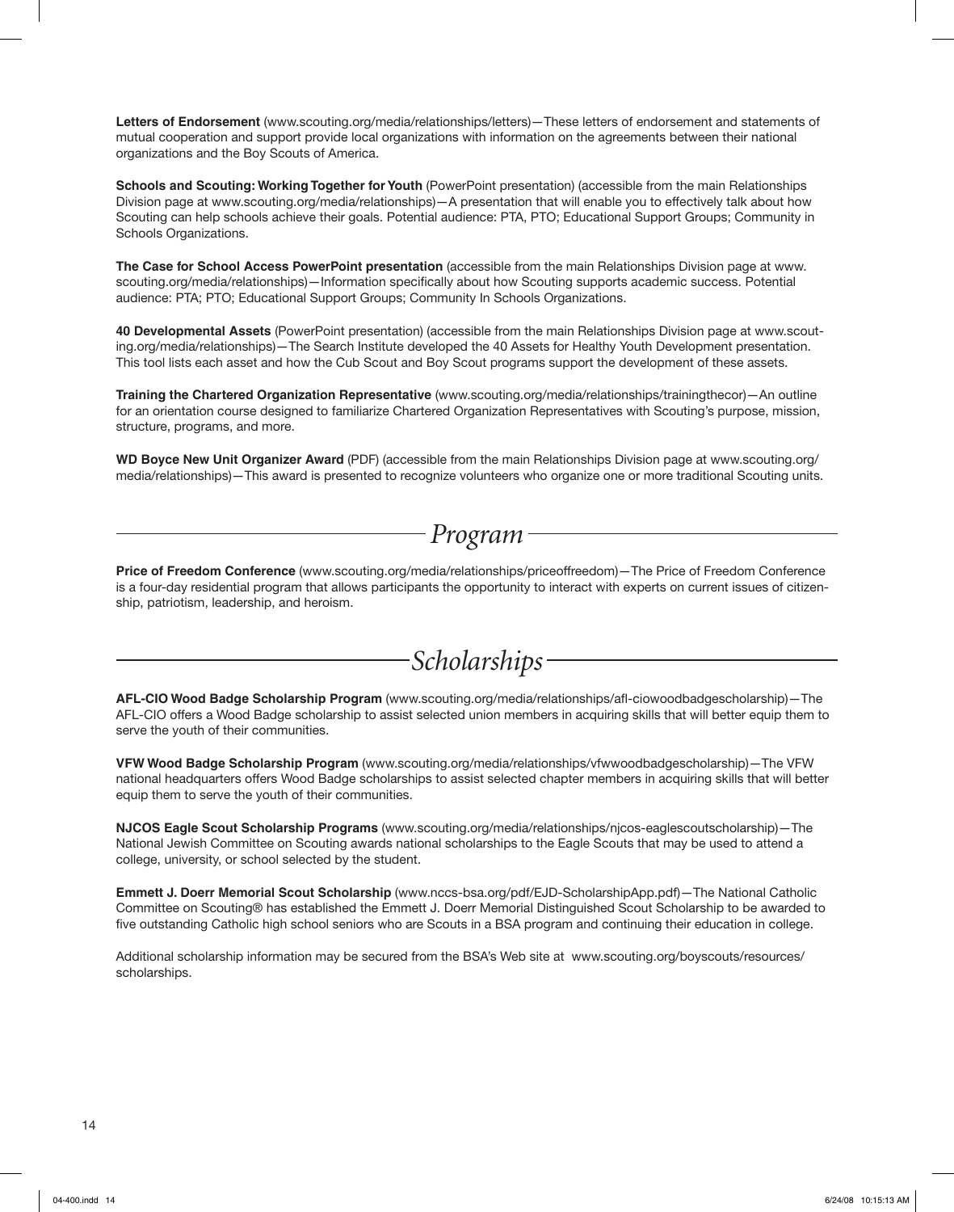**Letters of Endorsement** (www.scouting.org/media/relationships/letters)—These letters of endorsement and statements of mutual cooperation and support provide local organizations with information on the agreements between their national organizations and the Boy Scouts of America.

**Schools and Scouting: Working Together for Youth** (PowerPoint presentation) (accessible from the main Relationships Division page at www.scouting.org/media/relationships)—A presentation that will enable you to effectively talk about how Scouting can help schools achieve their goals. Potential audience: PTA, PTO; Educational Support Groups; Community in Schools Organizations.

**The Case for School Access PowerPoint presentation** (accessible from the main Relationships Division page at www.scouting.org/media/relationships)—Information specifically about how Scouting supports academic success. Potential audience: PTA; PTO; Educational Support Groups; Community In Schools Organizations.

**40 Developmental Assets** (PowerPoint presentation) (accessible from the main Relationships Division page at www.scouting.org/media/relationships)—The Search Institute developed the 40 Assets for Healthy Youth Development presentation. This tool lists each asset and how the Cub Scout and Boy Scout programs support the development of these assets.

**Training the Chartered Organization Representative** (www.scouting.org/media/relationships/trainingthecor)—An outline for an orientation course designed to familiarize Chartered Organization Representatives with Scouting's purpose, mission, structure, programs, and more.

**WD Boyce New Unit Organizer Award** (PDF) (accessible from the main Relationships Division page at www.scouting.org/media/relationships)—This award is presented to recognize volunteers who organize one or more traditional Scouting units.

## *Program*

**Price of Freedom Conference** (www.scouting.org/media/relationships/priceoffreedom)—The Price of Freedom Conference is a four-day residential program that allows participants the opportunity to interact with experts on current issues of citizenship, patriotism, leadership, and heroism.

## *Scholarships*

**AFL-CIO Wood Badge Scholarship Program** (www.scouting.org/media/relationships/afl-ciowoodbadgescholarship)—The AFL-CIO offers a Wood Badge scholarship to assist selected union members in acquiring skills that will better equip them to serve the youth of their communities.

**VFW Wood Badge Scholarship Program** (www.scouting.org/media/relationships/vfwwoodbadgescholarship)—The VFW national headquarters offers Wood Badge scholarships to assist selected chapter members in acquiring skills that will better equip them to serve the youth of their communities.

**NJCOS Eagle Scout Scholarship Programs** (www.scouting.org/media/relationships/njcos-eaglescoutscholarship)—The National Jewish Committee on Scouting awards national scholarships to the Eagle Scouts that may be used to attend a college, university, or school selected by the student.

**Emmett J. Doerr Memorial Scout Scholarship** (www.nccs-bsa.org/pdf/EJD-ScholarshipApp.pdf)—The National Catholic Committee on Scouting® has established the Emmett J. Doerr Memorial Distinguished Scout Scholarship to be awarded to five outstanding Catholic high school seniors who are Scouts in a BSA program and continuing their education in college.

Additional scholarship information may be secured from the BSA's Web site at www.scouting.org/boyscouts/resources/scholarships.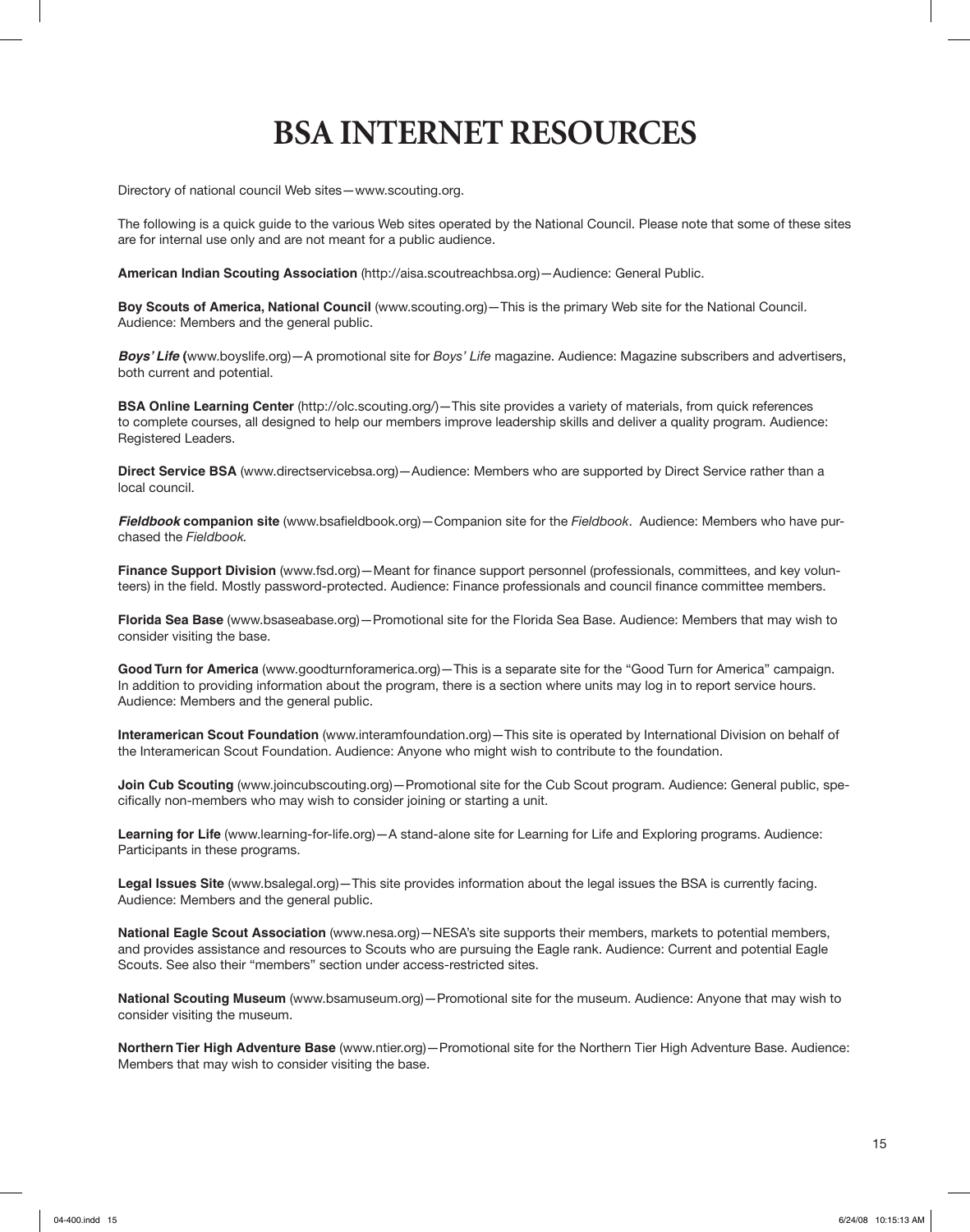# BSA INTERNET RESOURCES

Directory of national council Web sites—www.scouting.org.

The following is a quick guide to the various Web sites operated by the National Council. Please note that some of these sites are for internal use only and are not meant for a public audience.

**American Indian Scouting Association** (http://aisa.scoutreachbsa.org)—Audience: General Public.

**Boy Scouts of America, National Council** (www.scouting.org)—This is the primary Web site for the National Council. Audience: Members and the general public.

***Boys' Life*** **(**www.boyslife.org)—A promotional site for *Boys' Life* magazine. Audience: Magazine subscribers and advertisers, both current and potential.

**BSA Online Learning Center** (http://olc.scouting.org/)—This site provides a variety of materials, from quick references to complete courses, all designed to help our members improve leadership skills and deliver a quality program. Audience: Registered Leaders.

**Direct Service BSA** (www.directservicebsa.org)—Audience: Members who are supported by Direct Service rather than a local council.

***Fieldbook*** **companion site** (www.bsafieldbook.org)—Companion site for the *Fieldbook*. Audience: Members who have purchased the *Fieldbook.*

**Finance Support Division** (www.fsd.org)—Meant for finance support personnel (professionals, committees, and key volunteers) in the field. Mostly password-protected. Audience: Finance professionals and council finance committee members.

**Florida Sea Base** (www.bsaseabase.org)—Promotional site for the Florida Sea Base. Audience: Members that may wish to consider visiting the base.

**Good Turn for America** (www.goodturnforamerica.org)—This is a separate site for the "Good Turn for America" campaign. In addition to providing information about the program, there is a section where units may log in to report service hours. Audience: Members and the general public.

**Interamerican Scout Foundation** (www.interamfoundation.org)—This site is operated by International Division on behalf of the Interamerican Scout Foundation. Audience: Anyone who might wish to contribute to the foundation.

**Join Cub Scouting** (www.joincubscouting.org)—Promotional site for the Cub Scout program. Audience: General public, specifically non-members who may wish to consider joining or starting a unit.

**Learning for Life** (www.learning-for-life.org)—A stand-alone site for Learning for Life and Exploring programs. Audience: Participants in these programs.

**Legal Issues Site** (www.bsalegal.org)—This site provides information about the legal issues the BSA is currently facing. Audience: Members and the general public.

**National Eagle Scout Association** (www.nesa.org)—NESA's site supports their members, markets to potential members, and provides assistance and resources to Scouts who are pursuing the Eagle rank. Audience: Current and potential Eagle Scouts. See also their "members" section under access-restricted sites.

**National Scouting Museum** (www.bsamuseum.org)—Promotional site for the museum. Audience: Anyone that may wish to consider visiting the museum.

**Northern Tier High Adventure Base** (www.ntier.org)—Promotional site for the Northern Tier High Adventure Base. Audience: Members that may wish to consider visiting the base.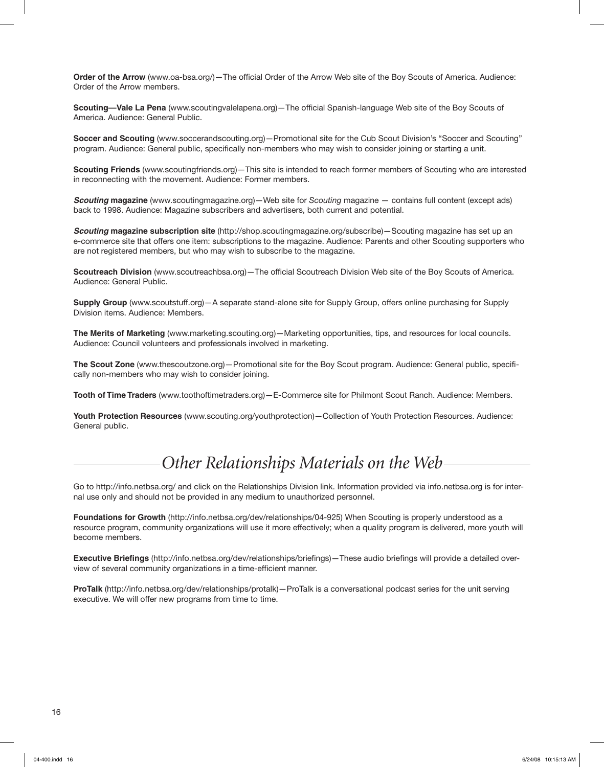**Order of the Arrow** (www.oa-bsa.org/)—The official Order of the Arrow Web site of the Boy Scouts of America. Audience: Order of the Arrow members.

**Scouting—Vale La Pena** (www.scoutingvalelapena.org)—The official Spanish-language Web site of the Boy Scouts of America. Audience: General Public.

**Soccer and Scouting** (www.soccerandscouting.org)—Promotional site for the Cub Scout Division's "Soccer and Scouting" program. Audience: General public, specifically non-members who may wish to consider joining or starting a unit.

**Scouting Friends** (www.scoutingfriends.org)—This site is intended to reach former members of Scouting who are interested in reconnecting with the movement. Audience: Former members.

***Scouting* magazine** (www.scoutingmagazine.org)—Web site for *Scouting* magazine — contains full content (except ads) back to 1998. Audience: Magazine subscribers and advertisers, both current and potential.

***Scouting* magazine subscription site** (http://shop.scoutingmagazine.org/subscribe)—Scouting magazine has set up an e-commerce site that offers one item: subscriptions to the magazine. Audience: Parents and other Scouting supporters who are not registered members, but who may wish to subscribe to the magazine.

**Scoutreach Division** (www.scoutreachbsa.org)—The official Scoutreach Division Web site of the Boy Scouts of America. Audience: General Public.

**Supply Group** (www.scoutstuff.org)—A separate stand-alone site for Supply Group, offers online purchasing for Supply Division items. Audience: Members.

**The Merits of Marketing** (www.marketing.scouting.org)—Marketing opportunities, tips, and resources for local councils. Audience: Council volunteers and professionals involved in marketing.

**The Scout Zone** (www.thescoutzone.org)—Promotional site for the Boy Scout program. Audience: General public, specifically non-members who may wish to consider joining.

**Tooth of Time Traders** (www.toothoftimetraders.org)—E-Commerce site for Philmont Scout Ranch. Audience: Members.

**Youth Protection Resources** (www.scouting.org/youthprotection)—Collection of Youth Protection Resources. Audience: General public.

## *Other Relationships Materials on the Web*

Go to http://info.netbsa.org/ and click on the Relationships Division link. Information provided via info.netbsa.org is for internal use only and should not be provided in any medium to unauthorized personnel.

**Foundations for Growth** (http://info.netbsa.org/dev/relationships/04-925) When Scouting is properly understood as a resource program, community organizations will use it more effectively; when a quality program is delivered, more youth will become members.

**Executive Briefings** (http://info.netbsa.org/dev/relationships/briefings)—These audio briefings will provide a detailed overview of several community organizations in a time-efficient manner.

**ProTalk** (http://info.netbsa.org/dev/relationships/protalk)—ProTalk is a conversational podcast series for the unit serving executive. We will offer new programs from time to time.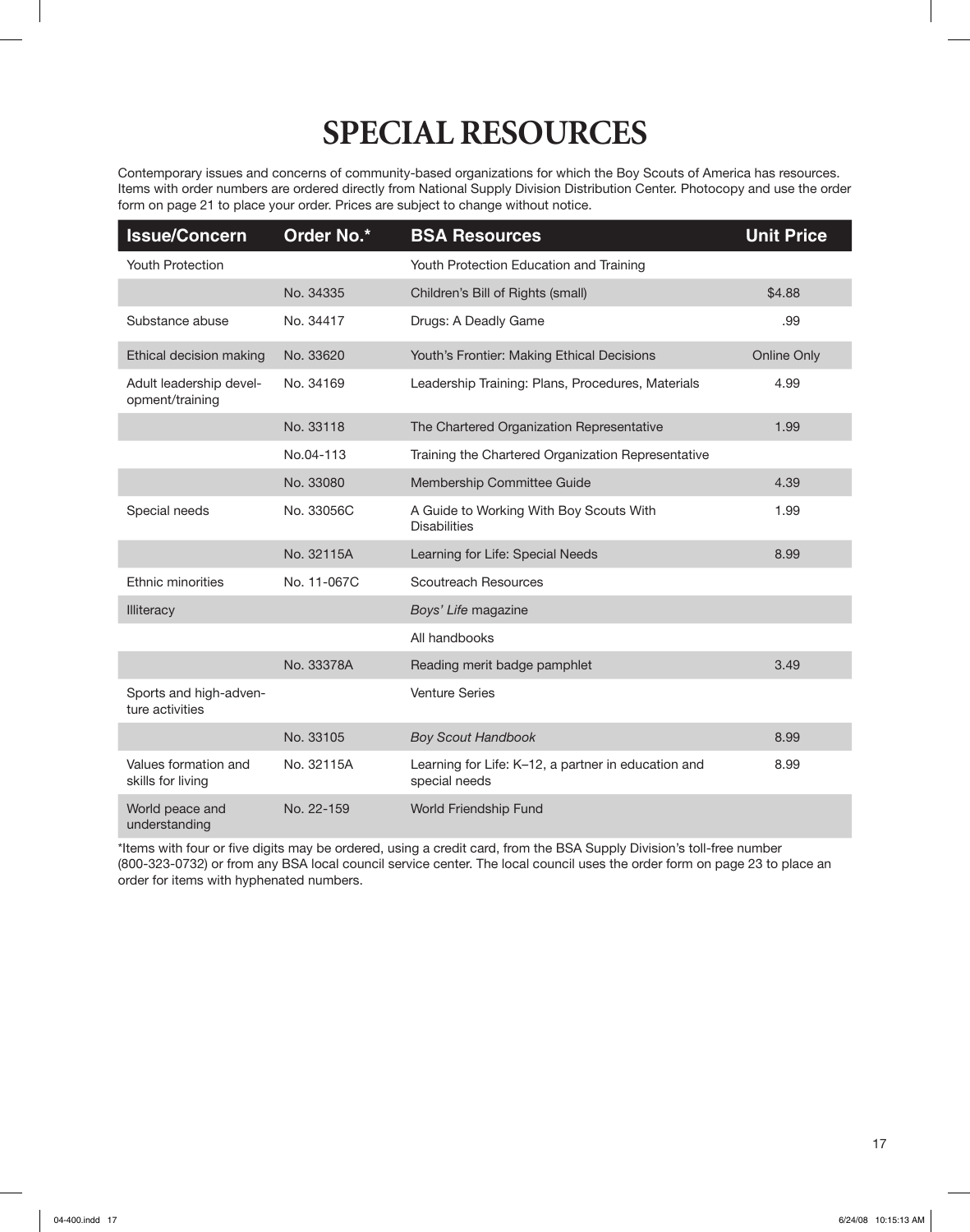# SPECIAL RESOURCES

Contemporary issues and concerns of community-based organizations for which the Boy Scouts of America has resources. Items with order numbers are ordered directly from National Supply Division Distribution Center. Photocopy and use the order form on page 21 to place your order. Prices are subject to change without notice.

| Issue/Concern | Order No.* | BSA Resources | Unit Price |
|---|---|---|---|
| Youth Protection | | Youth Protection Education and Training | |
| | No. 34335 | Children's Bill of Rights (small) | $4.88 |
| Substance abuse | No. 34417 | Drugs: A Deadly Game | .99 |
| Ethical decision making | No. 33620 | Youth's Frontier: Making Ethical Decisions | Online Only |
| Adult leadership development/training | No. 34169 | Leadership Training: Plans, Procedures, Materials | 4.99 |
| | No. 33118 | The Chartered Organization Representative | 1.99 |
| | No.04-113 | Training the Chartered Organization Representative | |
| | No. 33080 | Membership Committee Guide | 4.39 |
| Special needs | No. 33056C | A Guide to Working With Boy Scouts With Disabilities | 1.99 |
| | No. 32115A | Learning for Life: Special Needs | 8.99 |
| Ethnic minorities | No. 11-067C | Scoutreach Resources | |
| Illiteracy | | *Boys' Life* magazine | |
| | | All handbooks | |
| | No. 33378A | Reading merit badge pamphlet | 3.49 |
| Sports and high-adventure activities | | Venture Series | |
| | No. 33105 | *Boy Scout Handbook* | 8.99 |
| Values formation and skills for living | No. 32115A | Learning for Life: K–12, a partner in education and special needs | 8.99 |
| World peace and understanding | No. 22-159 | World Friendship Fund | |

*Items with four or five digits may be ordered, using a credit card, from the BSA Supply Division's toll-free number (800-323-0732) or from any BSA local council service center. The local council uses the order form on page 23 to place an order for items with hyphenated numbers.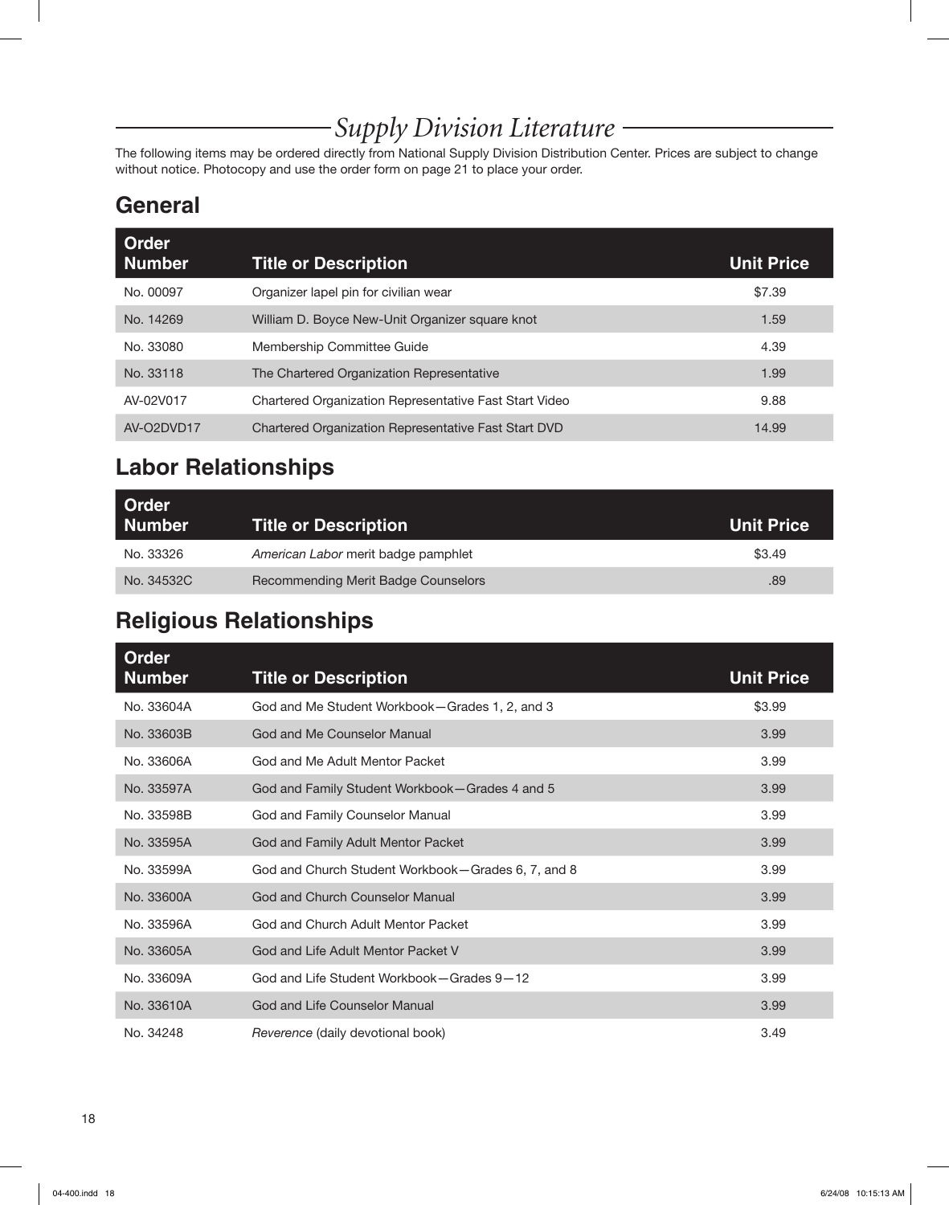# *Supply Division Literature*

The following items may be ordered directly from National Supply Division Distribution Center. Prices are subject to change without notice. Photocopy and use the order form on page 21 to place your order.

## General

| Order Number | Title or Description | Unit Price |
|---|---|---|
| No. 00097 | Organizer lapel pin for civilian wear | $7.39 |
| No. 14269 | William D. Boyce New-Unit Organizer square knot | 1.59 |
| No. 33080 | Membership Committee Guide | 4.39 |
| No. 33118 | The Chartered Organization Representative | 1.99 |
| AV-02V017 | Chartered Organization Representative Fast Start Video | 9.88 |
| AV-O2DVD17 | Chartered Organization Representative Fast Start DVD | 14.99 |

## Labor Relationships

| Order Number | Title or Description | Unit Price |
|---|---|---|
| No. 33326 | *American Labor* merit badge pamphlet | $3.49 |
| No. 34532C | Recommending Merit Badge Counselors | .89 |

## Religious Relationships

| Order Number | Title or Description | Unit Price |
|---|---|---|
| No. 33604A | God and Me Student Workbook—Grades 1, 2, and 3 | $3.99 |
| No. 33603B | God and Me Counselor Manual | 3.99 |
| No. 33606A | God and Me Adult Mentor Packet | 3.99 |
| No. 33597A | God and Family Student Workbook—Grades 4 and 5 | 3.99 |
| No. 33598B | God and Family Counselor Manual | 3.99 |
| No. 33595A | God and Family Adult Mentor Packet | 3.99 |
| No. 33599A | God and Church Student Workbook—Grades 6, 7, and 8 | 3.99 |
| No. 33600A | God and Church Counselor Manual | 3.99 |
| No. 33596A | God and Church Adult Mentor Packet | 3.99 |
| No. 33605A | God and Life Adult Mentor Packet V | 3.99 |
| No. 33609A | God and Life Student Workbook—Grades 9—12 | 3.99 |
| No. 33610A | God and Life Counselor Manual | 3.99 |
| No. 34248 | *Reverence* (daily devotional book) | 3.49 |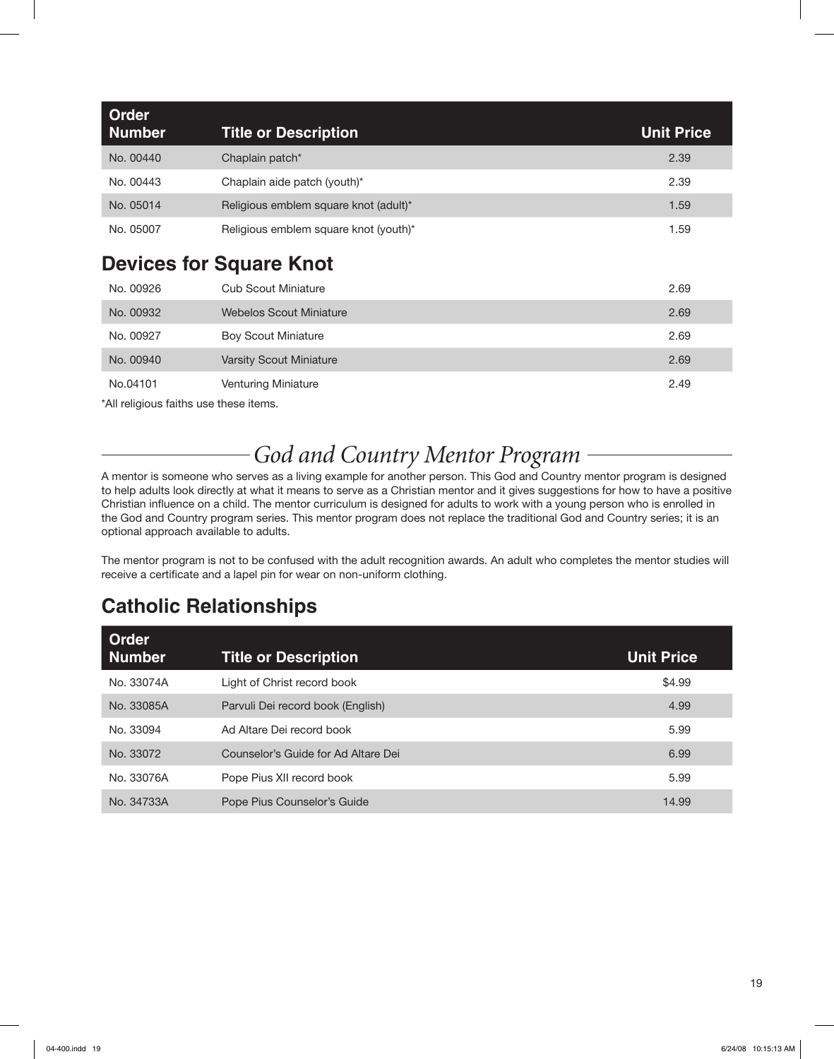| Order Number | Title or Description | Unit Price |
|---|---|---|
| No. 00440 | Chaplain patch* | 2.39 |
| No. 00443 | Chaplain aide patch (youth)* | 2.39 |
| No. 05014 | Religious emblem square knot (adult)* | 1.59 |
| No. 05007 | Religious emblem square knot (youth)* | 1.59 |

## Devices for Square Knot

| Order Number | Title or Description | Unit Price |
|---|---|---|
| No. 00926 | Cub Scout Miniature | 2.69 |
| No. 00932 | Webelos Scout Miniature | 2.69 |
| No. 00927 | Boy Scout Miniature | 2.69 |
| No. 00940 | Varsity Scout Miniature | 2.69 |
| No.04101 | Venturing Miniature | 2.49 |

*All religious faiths use these items.

# *God and Country Mentor Program*

A mentor is someone who serves as a living example for another person. This God and Country mentor program is designed to help adults look directly at what it means to serve as a Christian mentor and it gives suggestions for how to have a positive Christian influence on a child. The mentor curriculum is designed for adults to work with a young person who is enrolled in the God and Country program series. This mentor program does not replace the traditional God and Country series; it is an optional approach available to adults.

The mentor program is not to be confused with the adult recognition awards. An adult who completes the mentor studies will receive a certificate and a lapel pin for wear on non-uniform clothing.

## Catholic Relationships

| Order Number | Title or Description | Unit Price |
|---|---|---|
| No. 33074A | Light of Christ record book | $4.99 |
| No. 33085A | Parvuli Dei record book (English) | 4.99 |
| No. 33094 | Ad Altare Dei record book | 5.99 |
| No. 33072 | Counselor's Guide for Ad Altare Dei | 6.99 |
| No. 33076A | Pope Pius XII record book | 5.99 |
| No. 34733A | Pope Pius Counselor's Guide | 14.99 |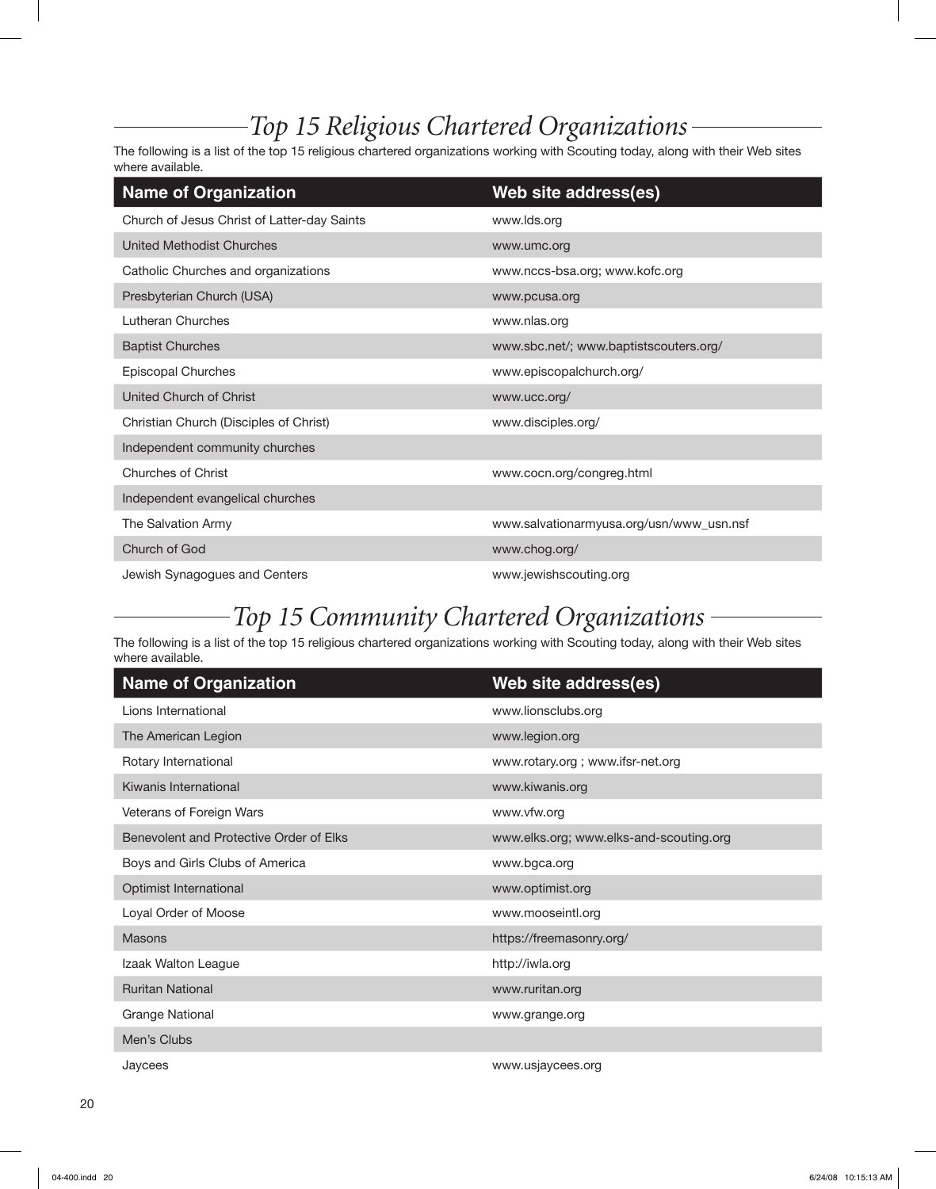## *Top 15 Religious Chartered Organizations*

The following is a list of the top 15 religious chartered organizations working with Scouting today, along with their Web sites where available.

| Name of Organization | Web site address(es) |
|---|---|
| Church of Jesus Christ of Latter-day Saints | www.lds.org |
| United Methodist Churches | www.umc.org |
| Catholic Churches and organizations | www.nccs-bsa.org; www.kofc.org |
| Presbyterian Church (USA) | www.pcusa.org |
| Lutheran Churches | www.nlas.org |
| Baptist Churches | www.sbc.net/; www.baptistscouters.org/ |
| Episcopal Churches | www.episcopalchurch.org/ |
| United Church of Christ | www.ucc.org/ |
| Christian Church (Disciples of Christ) | www.disciples.org/ |
| Independent community churches | |
| Churches of Christ | www.cocn.org/congreg.html |
| Independent evangelical churches | |
| The Salvation Army | www.salvationarmyusa.org/usn/www_usn.nsf |
| Church of God | www.chog.org/ |
| Jewish Synagogues and Centers | www.jewishscouting.org |

## *Top 15 Community Chartered Organizations*

The following is a list of the top 15 religious chartered organizations working with Scouting today, along with their Web sites where available.

| Name of Organization | Web site address(es) |
|---|---|
| Lions International | www.lionsclubs.org |
| The American Legion | www.legion.org |
| Rotary International | www.rotary.org ; www.ifsr-net.org |
| Kiwanis International | www.kiwanis.org |
| Veterans of Foreign Wars | www.vfw.org |
| Benevolent and Protective Order of Elks | www.elks.org; www.elks-and-scouting.org |
| Boys and Girls Clubs of America | www.bgca.org |
| Optimist International | www.optimist.org |
| Loyal Order of Moose | www.mooseintl.org |
| Masons | https://freemasonry.org/ |
| Izaak Walton League | http://iwla.org |
| Ruritan National | www.ruritan.org |
| Grange National | www.grange.org |
| Men's Clubs | |
| Jaycees | www.usjaycees.org |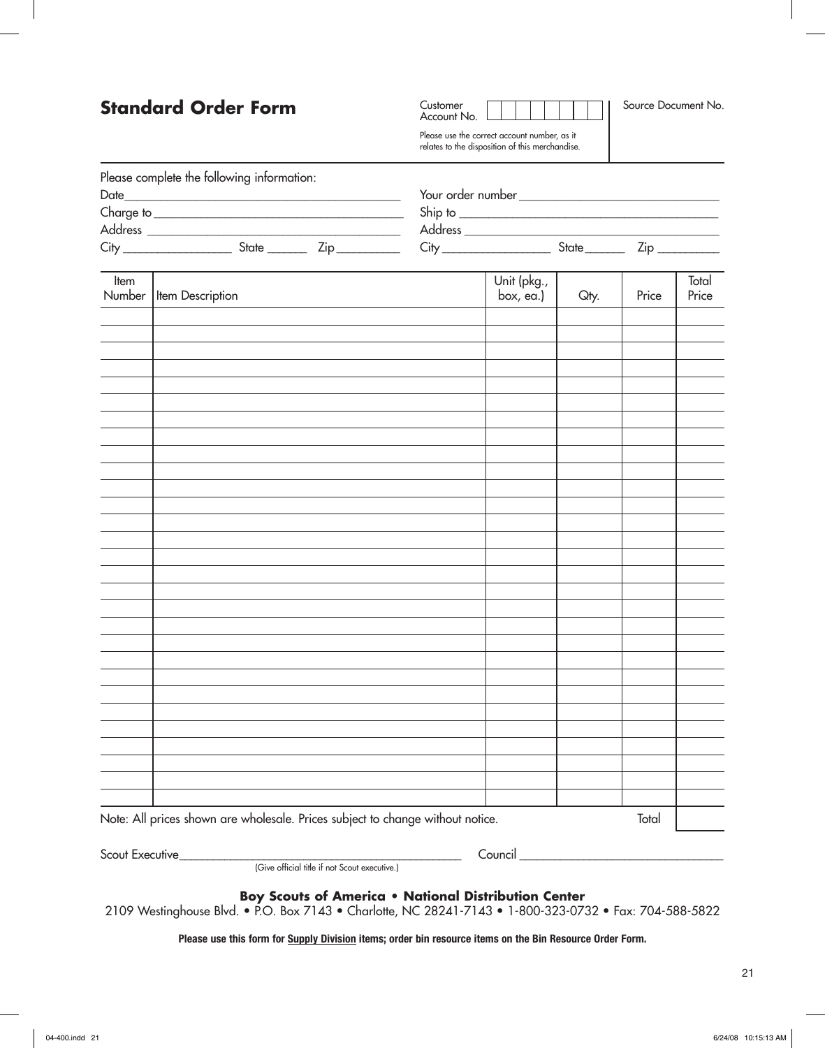## Standard Order Form

Customer Account No. | | | | | | | | |

Please use the correct account number, as it relates to the disposition of this merchandise.

Source Document No.

Please complete the following information:

Date\_\_\_\_\_\_\_\_\_\_\_\_\_\_\_\_\_\_\_\_\_\_\_\_\_\_\_\_\_\_\_\_\_\_\_\_\_\_\_\_\_

Charge to\_\_\_\_\_\_\_\_\_\_\_\_\_\_\_\_\_\_\_\_\_\_\_\_\_\_\_\_\_\_\_\_\_\_\_\_\_\_\_

Address \_\_\_\_\_\_\_\_\_\_\_\_\_\_\_\_\_\_\_\_\_\_\_\_\_\_\_\_\_\_\_\_\_\_\_\_\_\_\_

City \_\_\_\_\_\_\_\_\_\_\_\_\_\_\_\_\_ State \_\_\_\_\_\_ Zip \_\_\_\_\_\_\_\_\_\_

Your order number \_\_\_\_\_\_\_\_\_\_\_\_\_\_\_\_\_\_\_\_\_\_\_\_\_\_\_\_\_\_

Ship to \_\_\_\_\_\_\_\_\_\_\_\_\_\_\_\_\_\_\_\_\_\_\_\_\_\_\_\_\_\_\_\_\_\_\_\_\_\_\_

Address \_\_\_\_\_\_\_\_\_\_\_\_\_\_\_\_\_\_\_\_\_\_\_\_\_\_\_\_\_\_\_\_\_\_\_\_\_\_\_

City \_\_\_\_\_\_\_\_\_\_\_\_\_\_\_\_\_ State \_\_\_\_\_\_ Zip \_\_\_\_\_\_\_\_\_\_

| Item Number | Item Description | Unit (pkg., box, ea.) | Qty. | Price | Total Price |
|---|---|---|---|---|---|
| | | | | | |
| | | | | | |
| | | | | | |
| | | | | | |
| | | | | | |
| | | | | | |
| | | | | | |
| | | | | | |
| | | | | | |
| | | | | | |
| | | | | | |
| | | | | | |
| | | | | | |
| | | | | | |
| | | | | | |
| | | | | | |
| | | | | | |
| | | | | | |
| | | | | | |
| | | | | | |
| | | | | | |
| | | | | | |
| | | | | | |
| | | | | | |
| | | | | | |
| | | | | | |
| | | | | | |
| | | | | | |

Note: All prices shown are wholesale. Prices subject to change without notice. Total \_\_\_\_\_\_\_\_

Scout Executive\_\_\_\_\_\_\_\_\_\_\_\_\_\_\_\_\_\_\_\_\_\_\_\_\_\_\_\_\_\_\_\_\_\_\_\_\_\_\_\_\_\_\_\_\_ Council \_\_\_\_\_\_\_\_\_\_\_\_\_\_\_\_\_\_\_\_\_\_\_\_\_\_\_\_\_\_\_\_

(Give official title if not Scout executive.)

**Boy Scouts of America • National Distribution Center**

2109 Westinghouse Blvd. • P.O. Box 7143 • Charlotte, NC 28241-7143 • 1-800-323-0732 • Fax: 704-588-5822

**Please use this form for Supply Division items; order bin resource items on the Bin Resource Order Form.**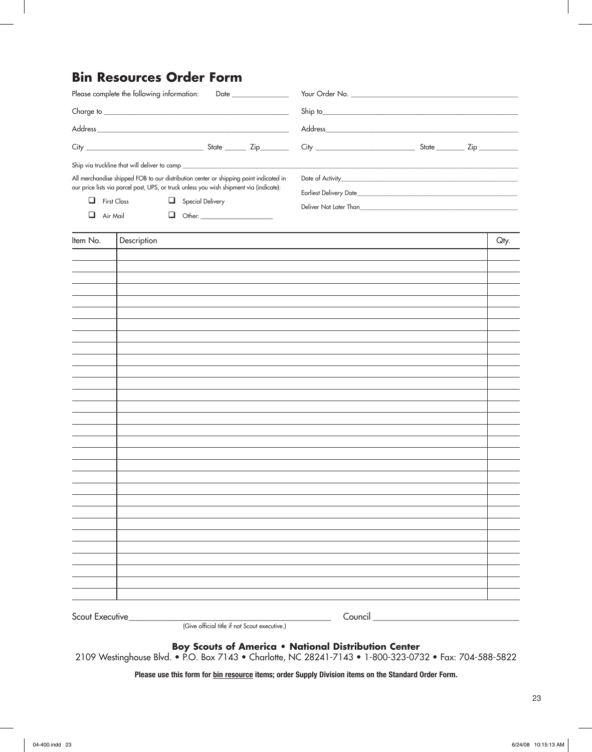# Bin Resources Order Form

Please complete the following information: Date _______________

Your Order No. ____________________________________________

Charge to ________________________________________________

Ship to___________________________________________________

Address__________________________________________________

Address__________________________________________________

City ______________________________ State ______ Zip________

City __________________________ State ________ Zip __________

Ship via truckline that will deliver to camp ____________________________________________________________________________

All merchandise shipped FOB to our distribution center or shipping point indicated in our price lists via parcel post, UPS, or truck unless you wish shipment via (indicate):

- ☐ First Class
- ☐ Special Delivery
- ☐ Air Mail
- ☐ Other: ______________________

Date of Activity__________________________________________________

Earliest Delivery Date_____________________________________________

Deliver Not Later Than____________________________________________

| Item No. | Description | Qty. |
|---|---|---|
| | | |
| | | |
| | | |
| | | |
| | | |
| | | |
| | | |
| | | |
| | | |
| | | |
| | | |
| | | |
| | | |
| | | |
| | | |
| | | |
| | | |
| | | |
| | | |
| | | |
| | | |
| | | |
| | | |
| | | |
| | | |
| | | |
| | | |
| | | |
| | | |

Scout Executive_____________________________________________ Council ________________________________

(Give official title if not Scout executive.)

**Boy Scouts of America • National Distribution Center**

2109 Westinghouse Blvd. • P.O. Box 7143 • Charlotte, NC 28241-7143 • 1-800-323-0732 • Fax: 704-588-5822

**Please use this form for bin resource items; order Supply Division items on the Standard Order Form.**